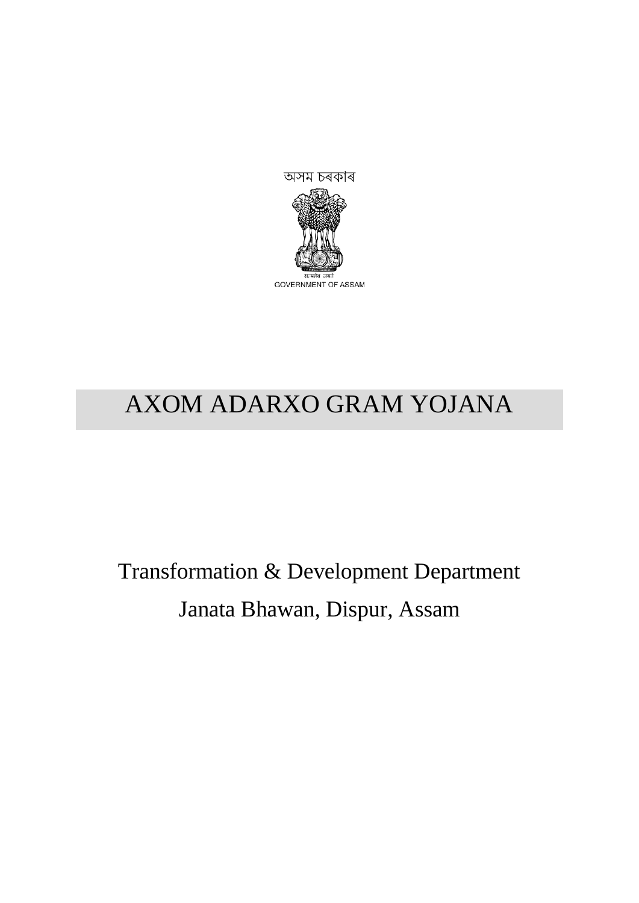অসম চৰকাৰ

সত্যমেৱ জয়তে

GOVERNMENT OF ASSAM

# AXOM ADARXO GRAM YOJANA

Transformation & Development Department

Janata Bhawan, Dispur, Assam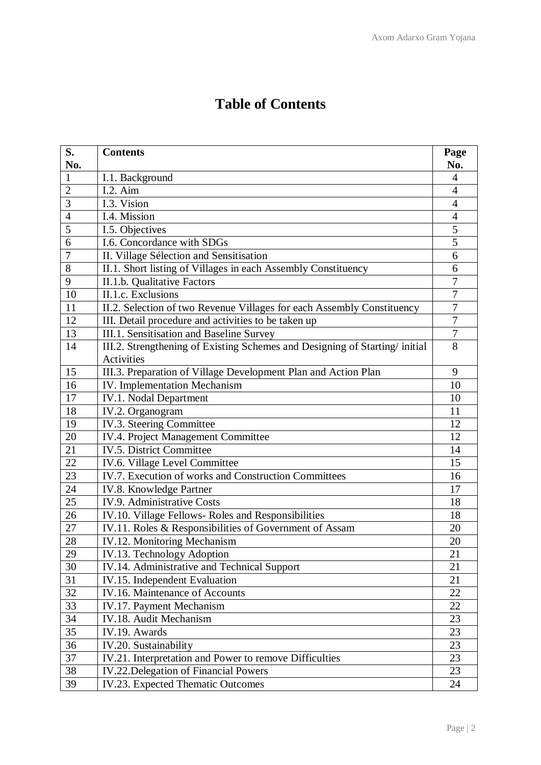# Table of Contents

| S. No. | Contents | Page No. |
|---|---|---|
| 1 | I.1. Background | 4 |
| 2 | I.2. Aim | 4 |
| 3 | I.3. Vision | 4 |
| 4 | I.4. Mission | 4 |
| 5 | I.5. Objectives | 5 |
| 6 | I.6. Concordance with SDGs | 5 |
| 7 | II. Village Sélection and Sensitisation | 6 |
| 8 | II.1. Short listing of Villages in each Assembly Constituency | 6 |
| 9 | II.1.b. Qualitative Factors | 7 |
| 10 | II.1.c. Exclusions | 7 |
| 11 | II.2. Selection of two Revenue Villages for each Assembly Constituency | 7 |
| 12 | III. Detail procedure and activities to be taken up | 7 |
| 13 | III.1. Sensitisation and Baseline Survey | 7 |
| 14 | III.2. Strengthening of Existing Schemes and Designing of Starting/ initial Activities | 8 |
| 15 | III.3. Preparation of Village Development Plan and Action Plan | 9 |
| 16 | IV. Implementation Mechanism | 10 |
| 17 | IV.1. Nodal Department | 10 |
| 18 | IV.2. Organogram | 11 |
| 19 | IV.3. Steering Committee | 12 |
| 20 | IV.4. Project Management Committee | 12 |
| 21 | IV.5. District Committee | 14 |
| 22 | IV.6. Village Level Committee | 15 |
| 23 | IV.7. Execution of works and Construction Committees | 16 |
| 24 | IV.8. Knowledge Partner | 17 |
| 25 | IV.9. Administrative Costs | 18 |
| 26 | IV.10. Village Fellows- Roles and Responsibilities | 18 |
| 27 | IV.11. Roles & Responsibilities of Government of Assam | 20 |
| 28 | IV.12. Monitoring Mechanism | 20 |
| 29 | IV.13. Technology Adoption | 21 |
| 30 | IV.14. Administrative and Technical Support | 21 |
| 31 | IV.15. Independent Evaluation | 21 |
| 32 | IV.16. Maintenance of Accounts | 22 |
| 33 | IV.17. Payment Mechanism | 22 |
| 34 | IV.18. Audit Mechanism | 23 |
| 35 | IV.19. Awards | 23 |
| 36 | IV.20. Sustainability | 23 |
| 37 | IV.21. Interpretation and Power to remove Difficulties | 23 |
| 38 | IV.22.Delegation of Financial Powers | 23 |
| 39 | IV.23. Expected Thematic Outcomes | 24 |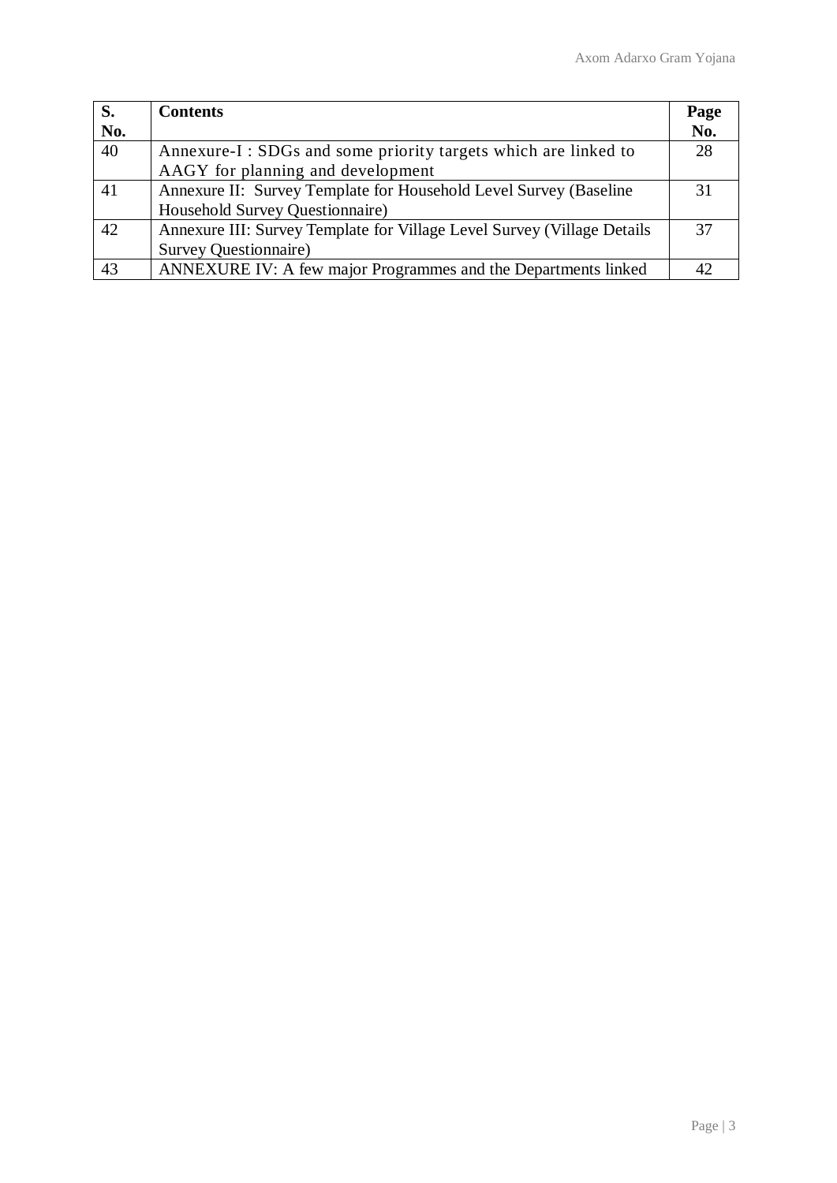| S. No. | Contents | Page No. |
|---|---|---|
| 40 | Annexure-I : SDGs and some priority targets which are linked to AAGY for planning and development | 28 |
| 41 | Annexure II: Survey Template for Household Level Survey (Baseline Household Survey Questionnaire) | 31 |
| 42 | Annexure III: Survey Template for Village Level Survey (Village Details Survey Questionnaire) | 37 |
| 43 | ANNEXURE IV: A few major Programmes and the Departments linked | 42 |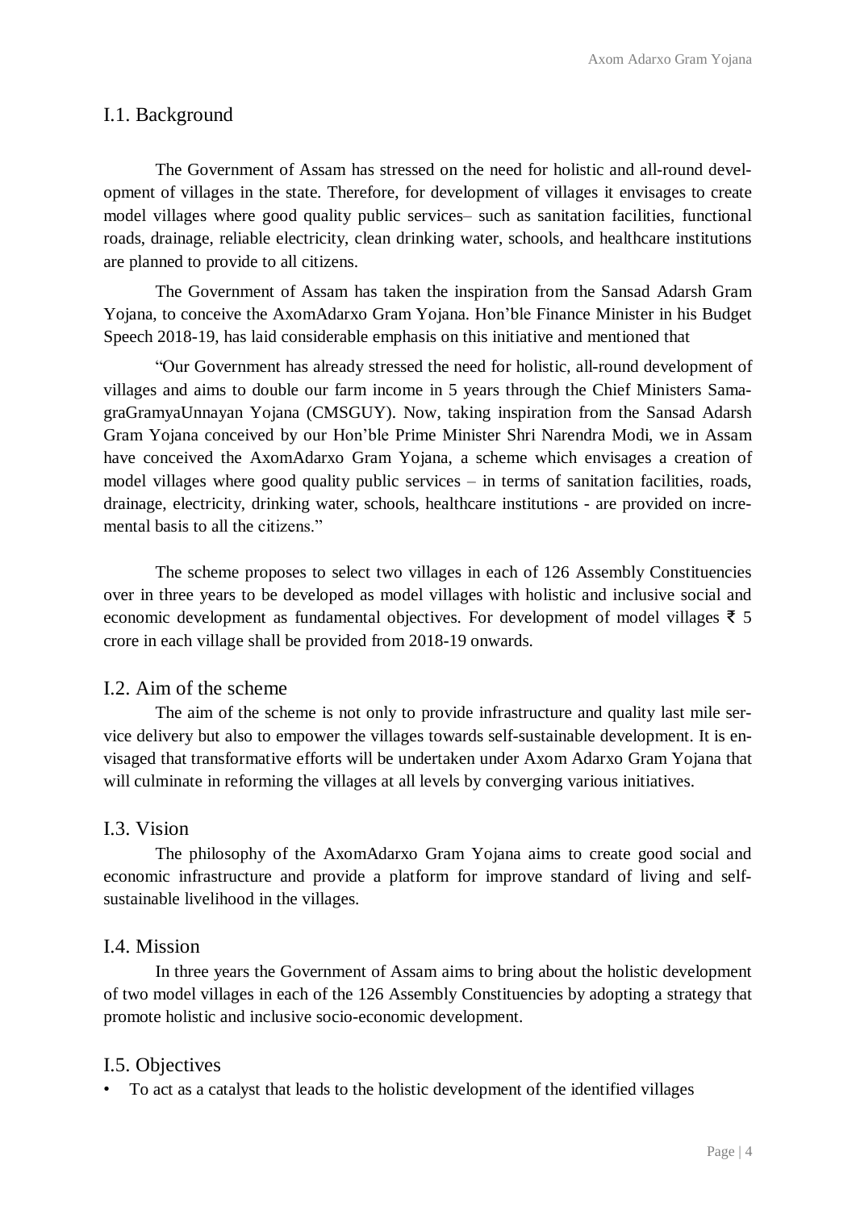## I.1. Background

The Government of Assam has stressed on the need for holistic and all-round development of villages in the state. Therefore, for development of villages it envisages to create model villages where good quality public services– such as sanitation facilities, functional roads, drainage, reliable electricity, clean drinking water, schools, and healthcare institutions are planned to provide to all citizens.

The Government of Assam has taken the inspiration from the Sansad Adarsh Gram Yojana, to conceive the AxomAdarxo Gram Yojana. Hon'ble Finance Minister in his Budget Speech 2018-19, has laid considerable emphasis on this initiative and mentioned that

"Our Government has already stressed the need for holistic, all-round development of villages and aims to double our farm income in 5 years through the Chief Ministers SamagraGramyaUnnayan Yojana (CMSGUY). Now, taking inspiration from the Sansad Adarsh Gram Yojana conceived by our Hon'ble Prime Minister Shri Narendra Modi, we in Assam have conceived the AxomAdarxo Gram Yojana, a scheme which envisages a creation of model villages where good quality public services – in terms of sanitation facilities, roads, drainage, electricity, drinking water, schools, healthcare institutions - are provided on incremental basis to all the citizens."

The scheme proposes to select two villages in each of 126 Assembly Constituencies over in three years to be developed as model villages with holistic and inclusive social and economic development as fundamental objectives. For development of model villages ₹ 5 crore in each village shall be provided from 2018-19 onwards.

## I.2. Aim of the scheme

The aim of the scheme is not only to provide infrastructure and quality last mile service delivery but also to empower the villages towards self-sustainable development. It is envisaged that transformative efforts will be undertaken under Axom Adarxo Gram Yojana that will culminate in reforming the villages at all levels by converging various initiatives.

## I.3. Vision

The philosophy of the AxomAdarxo Gram Yojana aims to create good social and economic infrastructure and provide a platform for improve standard of living and self-sustainable livelihood in the villages.

## I.4. Mission

In three years the Government of Assam aims to bring about the holistic development of two model villages in each of the 126 Assembly Constituencies by adopting a strategy that promote holistic and inclusive socio-economic development.

## I.5. Objectives

- To act as a catalyst that leads to the holistic development of the identified villages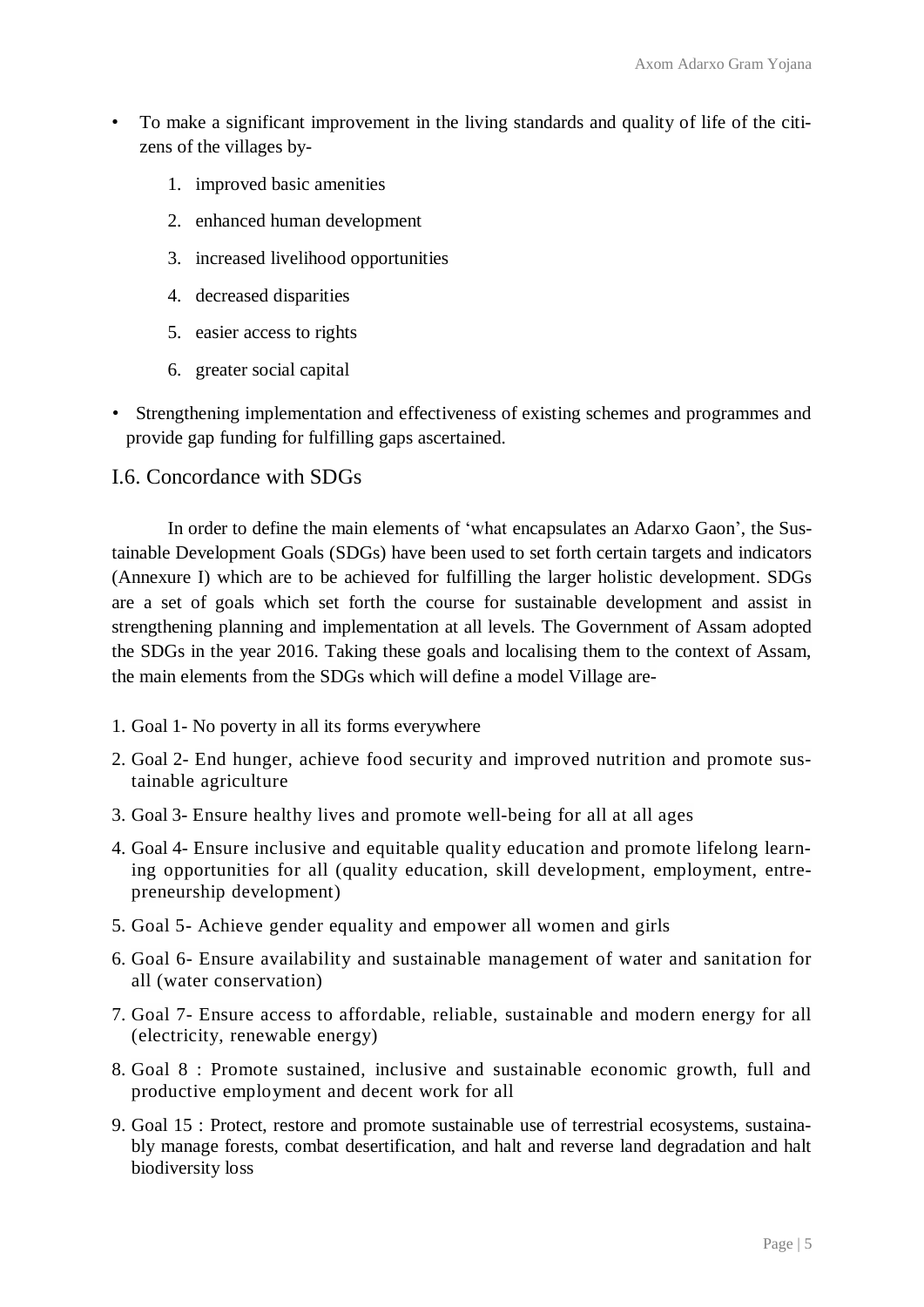- To make a significant improvement in the living standards and quality of life of the citizens of the villages by-
    1. improved basic amenities
    2. enhanced human development
    3. increased livelihood opportunities
    4. decreased disparities
    5. easier access to rights
    6. greater social capital
- Strengthening implementation and effectiveness of existing schemes and programmes and provide gap funding for fulfilling gaps ascertained.

## I.6. Concordance with SDGs

In order to define the main elements of 'what encapsulates an Adarxo Gaon', the Sustainable Development Goals (SDGs) have been used to set forth certain targets and indicators (Annexure I) which are to be achieved for fulfilling the larger holistic development. SDGs are a set of goals which set forth the course for sustainable development and assist in strengthening planning and implementation at all levels. The Government of Assam adopted the SDGs in the year 2016. Taking these goals and localising them to the context of Assam, the main elements from the SDGs which will define a model Village are-

1. Goal 1- No poverty in all its forms everywhere
2. Goal 2- End hunger, achieve food security and improved nutrition and promote sustainable agriculture
3. Goal 3- Ensure healthy lives and promote well-being for all at all ages
4. Goal 4- Ensure inclusive and equitable quality education and promote lifelong learning opportunities for all (quality education, skill development, employment, entrepreneurship development)
5. Goal 5- Achieve gender equality and empower all women and girls
6. Goal 6- Ensure availability and sustainable management of water and sanitation for all (water conservation)
7. Goal 7- Ensure access to affordable, reliable, sustainable and modern energy for all (electricity, renewable energy)
8. Goal 8 : Promote sustained, inclusive and sustainable economic growth, full and productive employment and decent work for all
9. Goal 15 : Protect, restore and promote sustainable use of terrestrial ecosystems, sustainably manage forests, combat desertification, and halt and reverse land degradation and halt biodiversity loss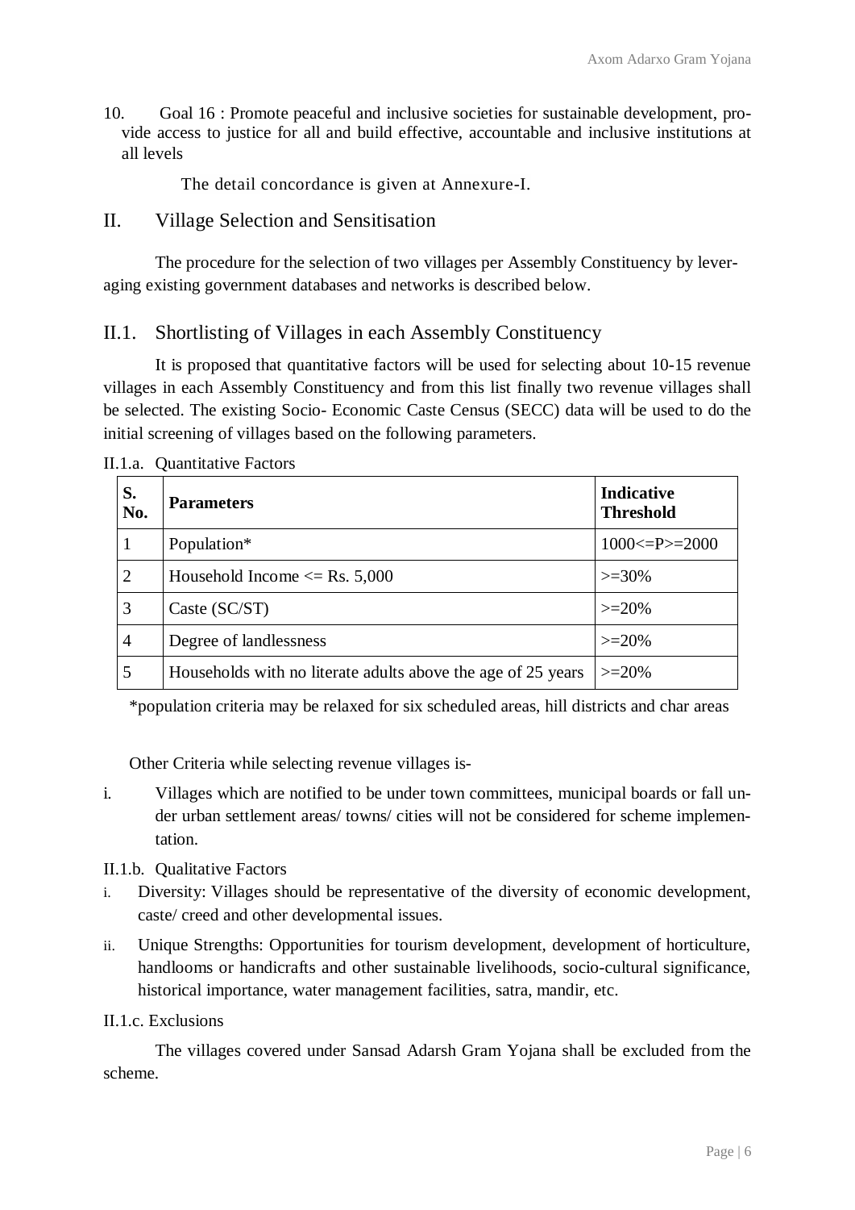10. Goal 16 : Promote peaceful and inclusive societies for sustainable development, provide access to justice for all and build effective, accountable and inclusive institutions at all levels

The detail concordance is given at Annexure-I.

## II. Village Selection and Sensitisation

The procedure for the selection of two villages per Assembly Constituency by leveraging existing government databases and networks is described below.

### II.1. Shortlisting of Villages in each Assembly Constituency

It is proposed that quantitative factors will be used for selecting about 10-15 revenue villages in each Assembly Constituency and from this list finally two revenue villages shall be selected. The existing Socio- Economic Caste Census (SECC) data will be used to do the initial screening of villages based on the following parameters.

II.1.a. Quantitative Factors

| S. No. | Parameters | Indicative Threshold |
|---|---|---|
| 1 | Population* | 1000<=P>=2000 |
| 2 | Household Income <= Rs. 5,000 | >=30% |
| 3 | Caste (SC/ST) | >=20% |
| 4 | Degree of landlessness | >=20% |
| 5 | Households with no literate adults above the age of 25 years | >=20% |

*population criteria may be relaxed for six scheduled areas, hill districts and char areas

Other Criteria while selecting revenue villages is-

i. Villages which are notified to be under town committees, municipal boards or fall under urban settlement areas/ towns/ cities will not be considered for scheme implementation.

II.1.b. Qualitative Factors

i. Diversity: Villages should be representative of the diversity of economic development, caste/ creed and other developmental issues.

ii. Unique Strengths: Opportunities for tourism development, development of horticulture, handlooms or handicrafts and other sustainable livelihoods, socio-cultural significance, historical importance, water management facilities, satra, mandir, etc.

II.1.c. Exclusions

The villages covered under Sansad Adarsh Gram Yojana shall be excluded from the scheme.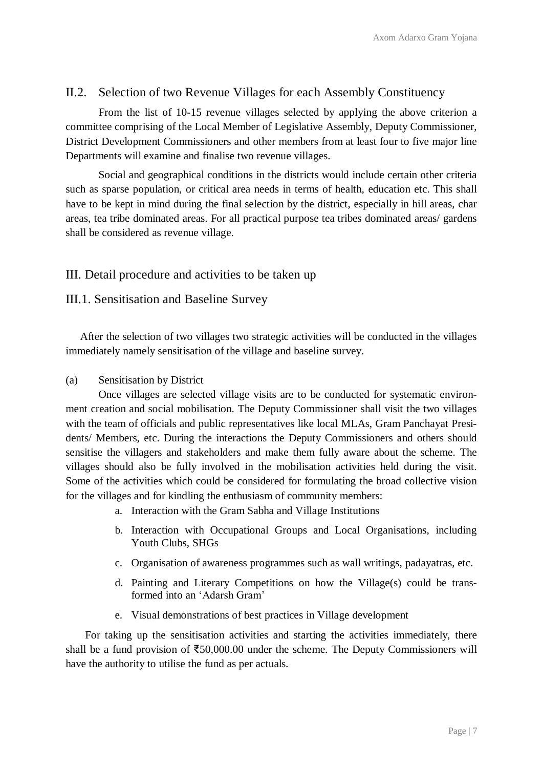## II.2. Selection of two Revenue Villages for each Assembly Constituency

From the list of 10-15 revenue villages selected by applying the above criterion a committee comprising of the Local Member of Legislative Assembly, Deputy Commissioner, District Development Commissioners and other members from at least four to five major line Departments will examine and finalise two revenue villages.

Social and geographical conditions in the districts would include certain other criteria such as sparse population, or critical area needs in terms of health, education etc. This shall have to be kept in mind during the final selection by the district, especially in hill areas, char areas, tea tribe dominated areas. For all practical purpose tea tribes dominated areas/ gardens shall be considered as revenue village.

## III. Detail procedure and activities to be taken up

## III.1. Sensitisation and Baseline Survey

After the selection of two villages two strategic activities will be conducted in the villages immediately namely sensitisation of the village and baseline survey.

(a) Sensitisation by District

Once villages are selected village visits are to be conducted for systematic environment creation and social mobilisation. The Deputy Commissioner shall visit the two villages with the team of officials and public representatives like local MLAs, Gram Panchayat Presidents/ Members, etc. During the interactions the Deputy Commissioners and others should sensitise the villagers and stakeholders and make them fully aware about the scheme. The villages should also be fully involved in the mobilisation activities held during the visit. Some of the activities which could be considered for formulating the broad collective vision for the villages and for kindling the enthusiasm of community members:

a. Interaction with the Gram Sabha and Village Institutions

b. Interaction with Occupational Groups and Local Organisations, including Youth Clubs, SHGs

c. Organisation of awareness programmes such as wall writings, padayatras, etc.

d. Painting and Literary Competitions on how the Village(s) could be transformed into an 'Adarsh Gram'

e. Visual demonstrations of best practices in Village development

For taking up the sensitisation activities and starting the activities immediately, there shall be a fund provision of ₹50,000.00 under the scheme. The Deputy Commissioners will have the authority to utilise the fund as per actuals.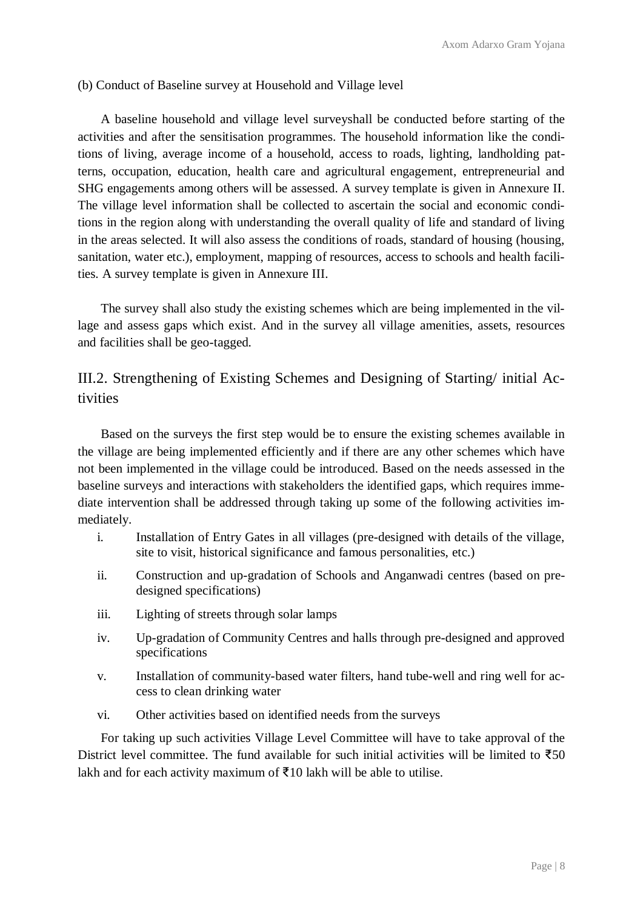(b) Conduct of Baseline survey at Household and Village level

A baseline household and village level surveyshall be conducted before starting of the activities and after the sensitisation programmes. The household information like the conditions of living, average income of a household, access to roads, lighting, landholding patterns, occupation, education, health care and agricultural engagement, entrepreneurial and SHG engagements among others will be assessed. A survey template is given in Annexure II. The village level information shall be collected to ascertain the social and economic conditions in the region along with understanding the overall quality of life and standard of living in the areas selected. It will also assess the conditions of roads, standard of housing (housing, sanitation, water etc.), employment, mapping of resources, access to schools and health facilities. A survey template is given in Annexure III.

The survey shall also study the existing schemes which are being implemented in the village and assess gaps which exist. And in the survey all village amenities, assets, resources and facilities shall be geo-tagged.

## III.2. Strengthening of Existing Schemes and Designing of Starting/ initial Activities

Based on the surveys the first step would be to ensure the existing schemes available in the village are being implemented efficiently and if there are any other schemes which have not been implemented in the village could be introduced. Based on the needs assessed in the baseline surveys and interactions with stakeholders the identified gaps, which requires immediate intervention shall be addressed through taking up some of the following activities immediately.

i. Installation of Entry Gates in all villages (pre-designed with details of the village, site to visit, historical significance and famous personalities, etc.)

ii. Construction and up-gradation of Schools and Anganwadi centres (based on pre-designed specifications)

iii. Lighting of streets through solar lamps

iv. Up-gradation of Community Centres and halls through pre-designed and approved specifications

v. Installation of community-based water filters, hand tube-well and ring well for access to clean drinking water

vi. Other activities based on identified needs from the surveys

For taking up such activities Village Level Committee will have to take approval of the District level committee. The fund available for such initial activities will be limited to ₹50 lakh and for each activity maximum of ₹10 lakh will be able to utilise.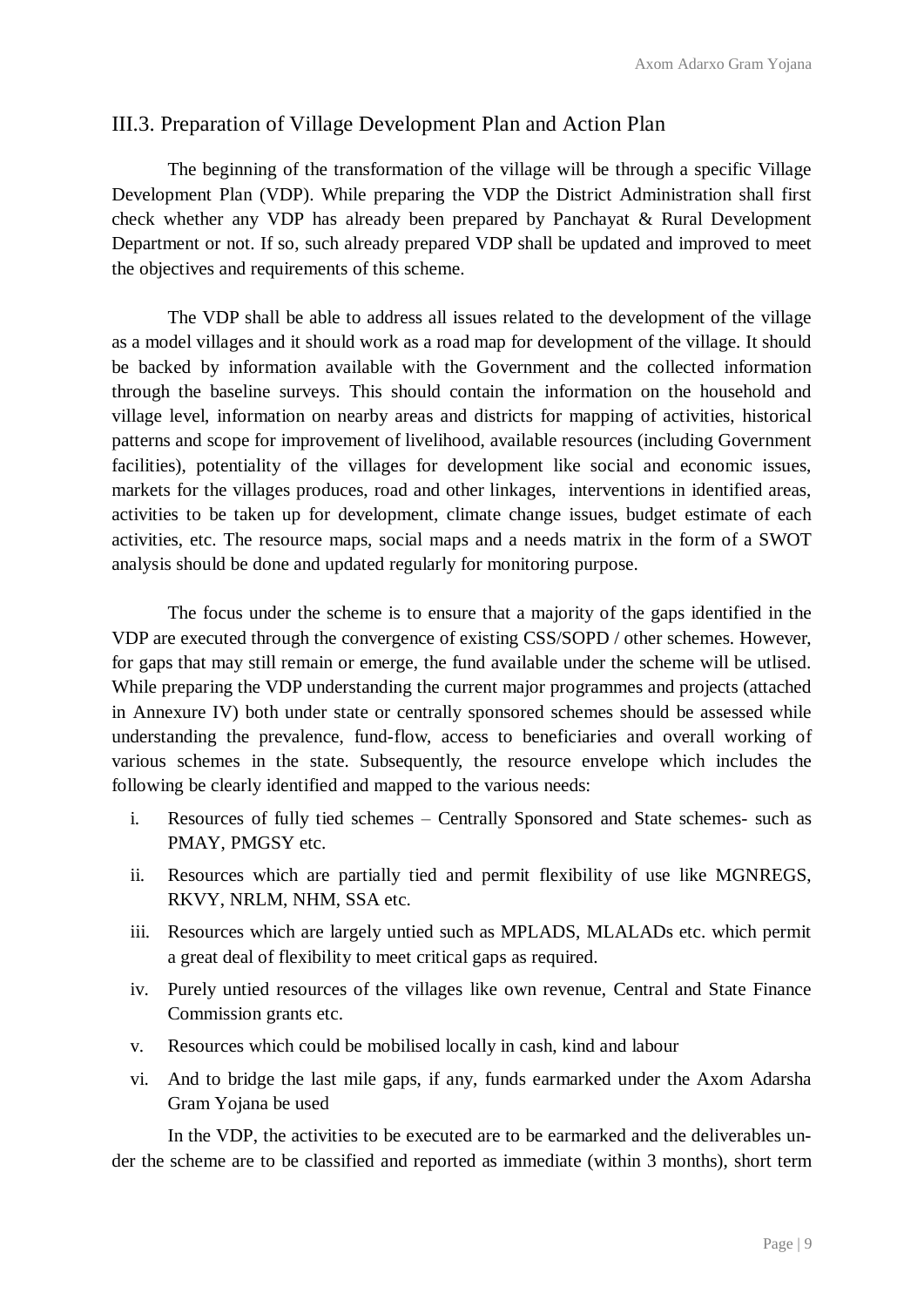## III.3. Preparation of Village Development Plan and Action Plan

The beginning of the transformation of the village will be through a specific Village Development Plan (VDP). While preparing the VDP the District Administration shall first check whether any VDP has already been prepared by Panchayat & Rural Development Department or not. If so, such already prepared VDP shall be updated and improved to meet the objectives and requirements of this scheme.

The VDP shall be able to address all issues related to the development of the village as a model villages and it should work as a road map for development of the village. It should be backed by information available with the Government and the collected information through the baseline surveys. This should contain the information on the household and village level, information on nearby areas and districts for mapping of activities, historical patterns and scope for improvement of livelihood, available resources (including Government facilities), potentiality of the villages for development like social and economic issues, markets for the villages produces, road and other linkages, interventions in identified areas, activities to be taken up for development, climate change issues, budget estimate of each activities, etc. The resource maps, social maps and a needs matrix in the form of a SWOT analysis should be done and updated regularly for monitoring purpose.

The focus under the scheme is to ensure that a majority of the gaps identified in the VDP are executed through the convergence of existing CSS/SOPD / other schemes. However, for gaps that may still remain or emerge, the fund available under the scheme will be utlised. While preparing the VDP understanding the current major programmes and projects (attached in Annexure IV) both under state or centrally sponsored schemes should be assessed while understanding the prevalence, fund-flow, access to beneficiaries and overall working of various schemes in the state. Subsequently, the resource envelope which includes the following be clearly identified and mapped to the various needs:

i. Resources of fully tied schemes – Centrally Sponsored and State schemes- such as PMAY, PMGSY etc.

ii. Resources which are partially tied and permit flexibility of use like MGNREGS, RKVY, NRLM, NHM, SSA etc.

iii. Resources which are largely untied such as MPLADS, MLALADs etc. which permit a great deal of flexibility to meet critical gaps as required.

iv. Purely untied resources of the villages like own revenue, Central and State Finance Commission grants etc.

v. Resources which could be mobilised locally in cash, kind and labour

vi. And to bridge the last mile gaps, if any, funds earmarked under the Axom Adarsha Gram Yojana be used

In the VDP, the activities to be executed are to be earmarked and the deliverables under the scheme are to be classified and reported as immediate (within 3 months), short term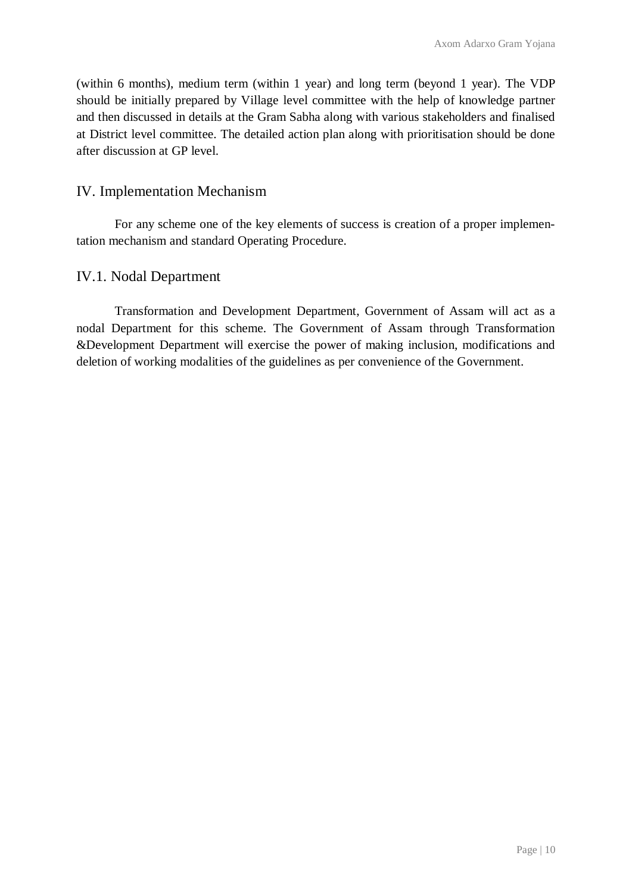(within 6 months), medium term (within 1 year) and long term (beyond 1 year). The VDP should be initially prepared by Village level committee with the help of knowledge partner and then discussed in details at the Gram Sabha along with various stakeholders and finalised at District level committee. The detailed action plan along with prioritisation should be done after discussion at GP level.

## IV. Implementation Mechanism

For any scheme one of the key elements of success is creation of a proper implementation mechanism and standard Operating Procedure.

### IV.1. Nodal Department

Transformation and Development Department, Government of Assam will act as a nodal Department for this scheme. The Government of Assam through Transformation &Development Department will exercise the power of making inclusion, modifications and deletion of working modalities of the guidelines as per convenience of the Government.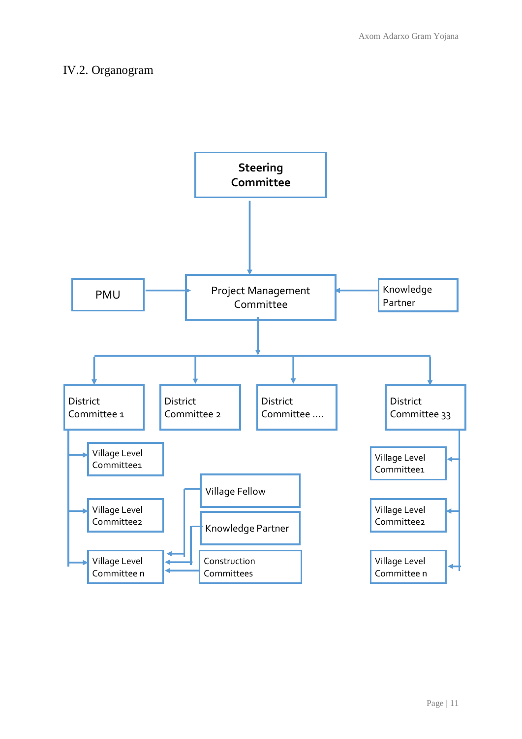## IV.2. Organogram

Steering Committee

PMU

Project Management Committee

Knowledge Partner

District Committee 1

District Committee 2

District Committee ....

District Committee 33

Village Level Committee1

Village Level Committee2

Village Level Committee n

Village Fellow

Knowledge Partner

Construction Committees

Village Level Committee1

Village Level Committee2

Village Level Committee n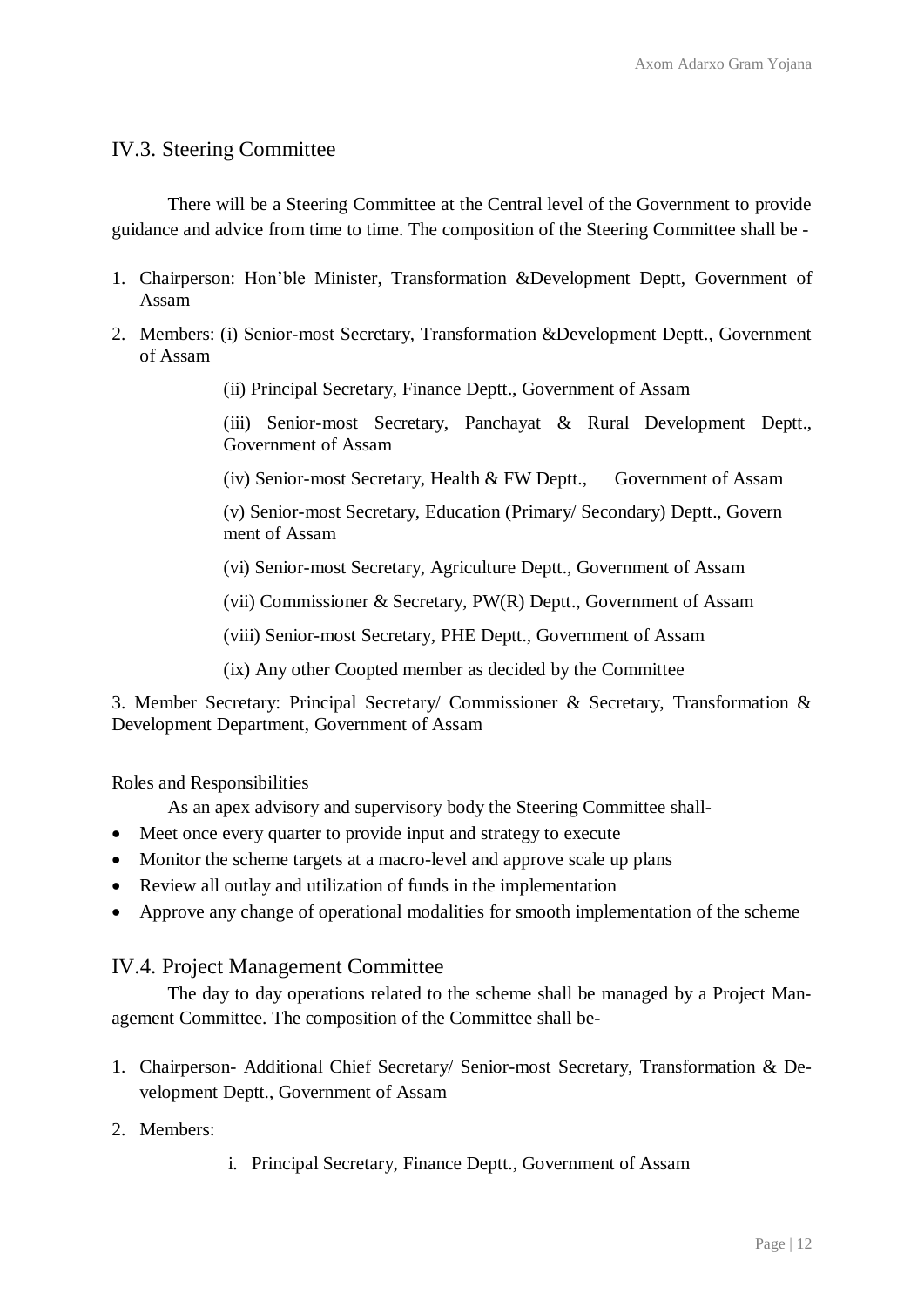## IV.3. Steering Committee

There will be a Steering Committee at the Central level of the Government to provide guidance and advice from time to time. The composition of the Steering Committee shall be -

1. Chairperson: Hon'ble Minister, Transformation &Development Deptt, Government of Assam
2. Members: (i) Senior-most Secretary, Transformation &Development Deptt., Government of Assam

   (ii) Principal Secretary, Finance Deptt., Government of Assam

   (iii) Senior-most Secretary, Panchayat & Rural Development Deptt., Government of Assam

   (iv) Senior-most Secretary, Health & FW Deptt., Government of Assam

   (v) Senior-most Secretary, Education (Primary/ Secondary) Deptt., Government of Assam

   (vi) Senior-most Secretary, Agriculture Deptt., Government of Assam

   (vii) Commissioner & Secretary, PW(R) Deptt., Government of Assam

   (viii) Senior-most Secretary, PHE Deptt., Government of Assam

   (ix) Any other Coopted member as decided by the Committee

3. Member Secretary: Principal Secretary/ Commissioner & Secretary, Transformation & Development Department, Government of Assam

Roles and Responsibilities

As an apex advisory and supervisory body the Steering Committee shall-

- Meet once every quarter to provide input and strategy to execute
- Monitor the scheme targets at a macro-level and approve scale up plans
- Review all outlay and utilization of funds in the implementation
- Approve any change of operational modalities for smooth implementation of the scheme

## IV.4. Project Management Committee

The day to day operations related to the scheme shall be managed by a Project Management Committee. The composition of the Committee shall be-

1. Chairperson- Additional Chief Secretary/ Senior-most Secretary, Transformation & Development Deptt., Government of Assam
2. Members:

   i. Principal Secretary, Finance Deptt., Government of Assam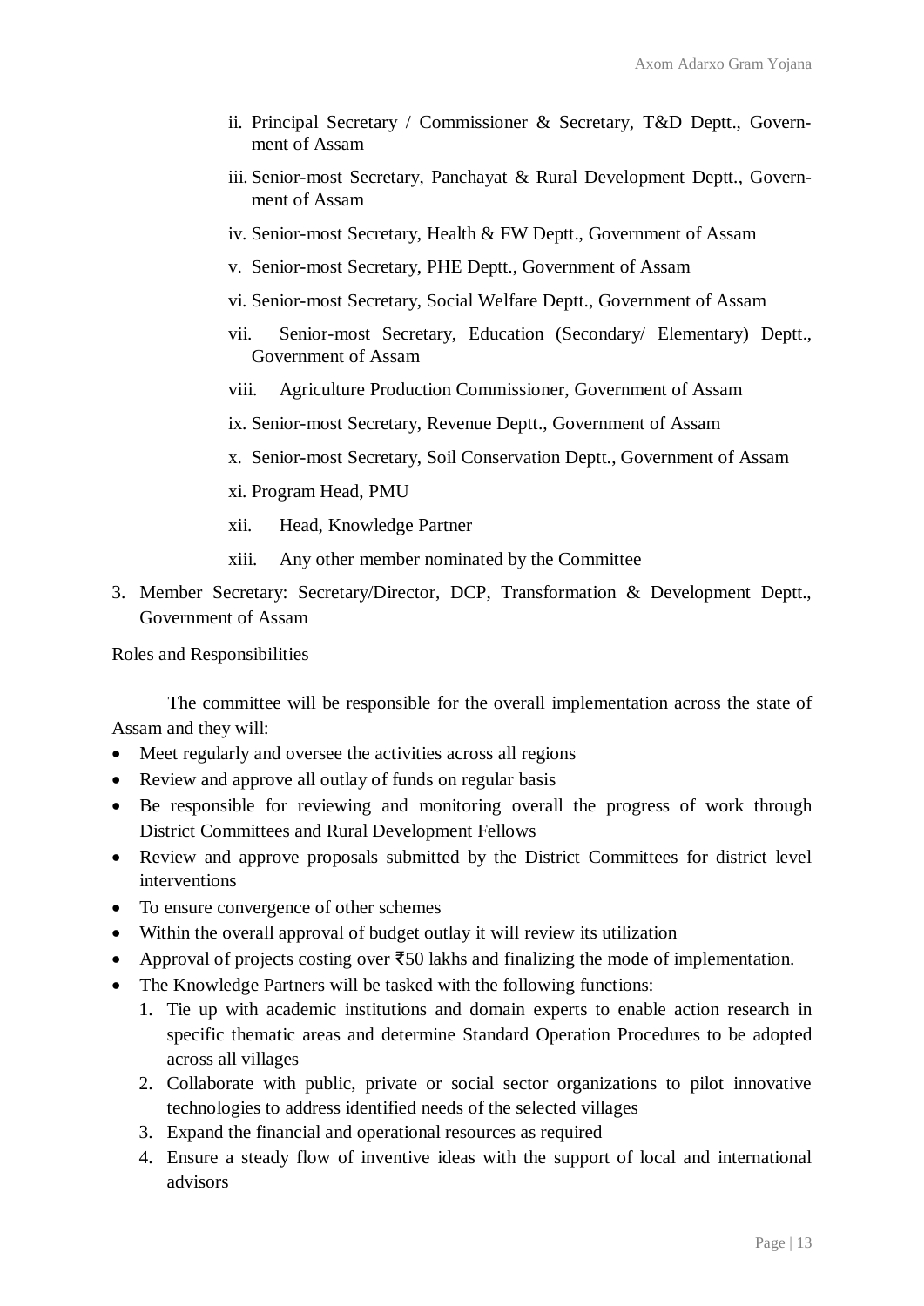ii. Principal Secretary / Commissioner & Secretary, T&D Deptt., Government of Assam

iii. Senior-most Secretary, Panchayat & Rural Development Deptt., Government of Assam

iv. Senior-most Secretary, Health & FW Deptt., Government of Assam

v. Senior-most Secretary, PHE Deptt., Government of Assam

vi. Senior-most Secretary, Social Welfare Deptt., Government of Assam

vii. Senior-most Secretary, Education (Secondary/ Elementary) Deptt., Government of Assam

viii. Agriculture Production Commissioner, Government of Assam

ix. Senior-most Secretary, Revenue Deptt., Government of Assam

x. Senior-most Secretary, Soil Conservation Deptt., Government of Assam

xi. Program Head, PMU

xii. Head, Knowledge Partner

xiii. Any other member nominated by the Committee

3. Member Secretary: Secretary/Director, DCP, Transformation & Development Deptt., Government of Assam

Roles and Responsibilities

The committee will be responsible for the overall implementation across the state of Assam and they will:

- Meet regularly and oversee the activities across all regions
- Review and approve all outlay of funds on regular basis
- Be responsible for reviewing and monitoring overall the progress of work through District Committees and Rural Development Fellows
- Review and approve proposals submitted by the District Committees for district level interventions
- To ensure convergence of other schemes
- Within the overall approval of budget outlay it will review its utilization
- Approval of projects costing over ₹50 lakhs and finalizing the mode of implementation.
- The Knowledge Partners will be tasked with the following functions:
  1. Tie up with academic institutions and domain experts to enable action research in specific thematic areas and determine Standard Operation Procedures to be adopted across all villages
  2. Collaborate with public, private or social sector organizations to pilot innovative technologies to address identified needs of the selected villages
  3. Expand the financial and operational resources as required
  4. Ensure a steady flow of inventive ideas with the support of local and international advisors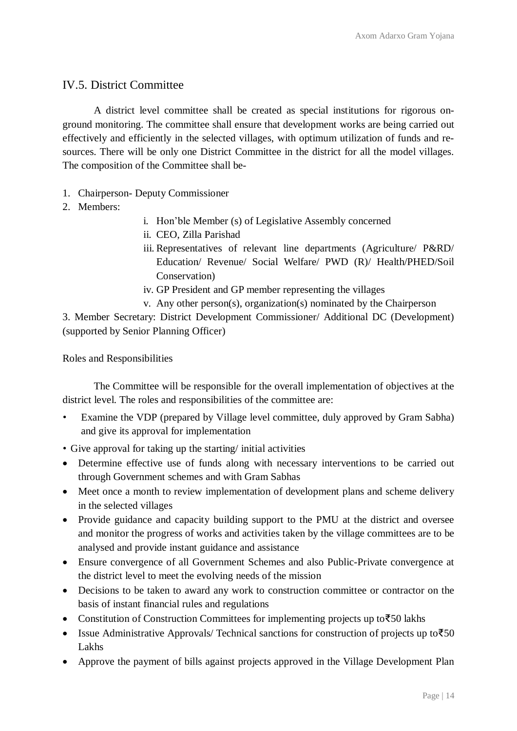## IV.5. District Committee

A district level committee shall be created as special institutions for rigorous on-ground monitoring. The committee shall ensure that development works are being carried out effectively and efficiently in the selected villages, with optimum utilization of funds and re-sources. There will be only one District Committee in the district for all the model villages. The composition of the Committee shall be-

1. Chairperson- Deputy Commissioner
2. Members:
   - i. Hon'ble Member (s) of Legislative Assembly concerned
   - ii. CEO, Zilla Parishad
   - iii. Representatives of relevant line departments (Agriculture/ P&RD/ Education/ Revenue/ Social Welfare/ PWD (R)/ Health/PHED/Soil Conservation)
   - iv. GP President and GP member representing the villages
   - v. Any other person(s), organization(s) nominated by the Chairperson

3. Member Secretary: District Development Commissioner/ Additional DC (Development) (supported by Senior Planning Officer)

Roles and Responsibilities

The Committee will be responsible for the overall implementation of objectives at the district level. The roles and responsibilities of the committee are:

- Examine the VDP (prepared by Village level committee, duly approved by Gram Sabha) and give its approval for implementation
- Give approval for taking up the starting/ initial activities
- Determine effective use of funds along with necessary interventions to be carried out through Government schemes and with Gram Sabhas
- Meet once a month to review implementation of development plans and scheme delivery in the selected villages
- Provide guidance and capacity building support to the PMU at the district and oversee and monitor the progress of works and activities taken by the village committees are to be analysed and provide instant guidance and assistance
- Ensure convergence of all Government Schemes and also Public-Private convergence at the district level to meet the evolving needs of the mission
- Decisions to be taken to award any work to construction committee or contractor on the basis of instant financial rules and regulations
- Constitution of Construction Committees for implementing projects up to₹50 lakhs
- Issue Administrative Approvals/ Technical sanctions for construction of projects up to₹50 Lakhs
- Approve the payment of bills against projects approved in the Village Development Plan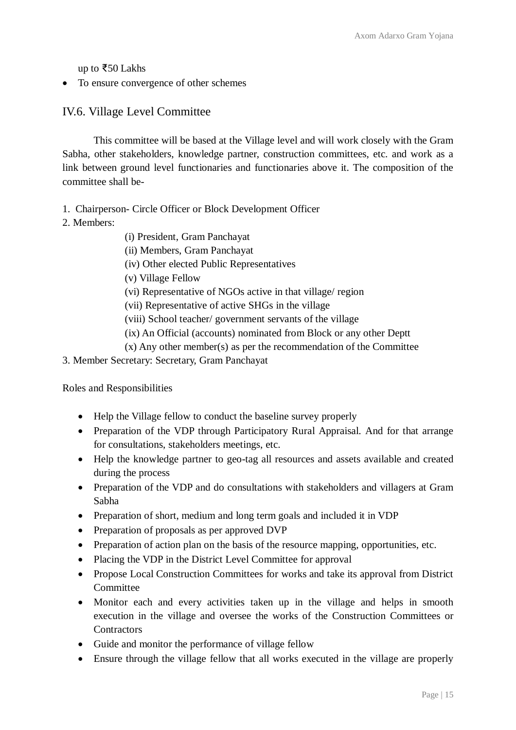up to ₹50 Lakhs

- To ensure convergence of other schemes

## IV.6. Village Level Committee

This committee will be based at the Village level and will work closely with the Gram Sabha, other stakeholders, knowledge partner, construction committees, etc. and work as a link between ground level functionaries and functionaries above it. The composition of the committee shall be-

1. Chairperson- Circle Officer or Block Development Officer
2. Members:
   - (i) President, Gram Panchayat
   - (ii) Members, Gram Panchayat
   - (iv) Other elected Public Representatives
   - (v) Village Fellow
   - (vi) Representative of NGOs active in that village/ region
   - (vii) Representative of active SHGs in the village
   - (viii) School teacher/ government servants of the village
   - (ix) An Official (accounts) nominated from Block or any other Deptt
   - (x) Any other member(s) as per the recommendation of the Committee
3. Member Secretary: Secretary, Gram Panchayat

Roles and Responsibilities

- Help the Village fellow to conduct the baseline survey properly
- Preparation of the VDP through Participatory Rural Appraisal. And for that arrange for consultations, stakeholders meetings, etc.
- Help the knowledge partner to geo-tag all resources and assets available and created during the process
- Preparation of the VDP and do consultations with stakeholders and villagers at Gram Sabha
- Preparation of short, medium and long term goals and included it in VDP
- Preparation of proposals as per approved DVP
- Preparation of action plan on the basis of the resource mapping, opportunities, etc.
- Placing the VDP in the District Level Committee for approval
- Propose Local Construction Committees for works and take its approval from District Committee
- Monitor each and every activities taken up in the village and helps in smooth execution in the village and oversee the works of the Construction Committees or Contractors
- Guide and monitor the performance of village fellow
- Ensure through the village fellow that all works executed in the village are properly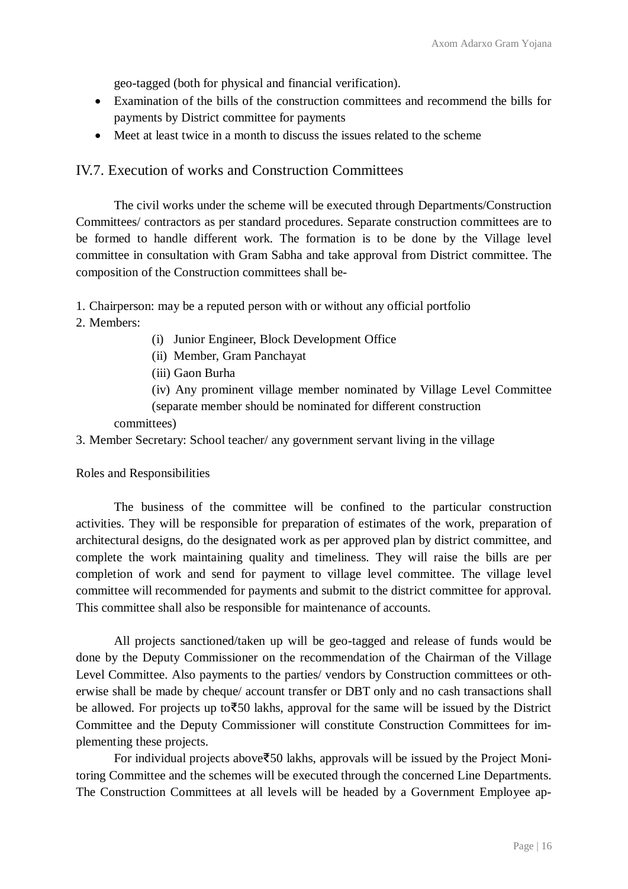geo-tagged (both for physical and financial verification).

- Examination of the bills of the construction committees and recommend the bills for payments by District committee for payments
- Meet at least twice in a month to discuss the issues related to the scheme

## IV.7. Execution of works and Construction Committees

The civil works under the scheme will be executed through Departments/Construction Committees/ contractors as per standard procedures. Separate construction committees are to be formed to handle different work. The formation is to be done by the Village level committee in consultation with Gram Sabha and take approval from District committee. The composition of the Construction committees shall be-

1. Chairperson: may be a reputed person with or without any official portfolio
2. Members:
   - (i) Junior Engineer, Block Development Office
   - (ii) Member, Gram Panchayat
   - (iii) Gaon Burha
   - (iv) Any prominent village member nominated by Village Level Committee (separate member should be nominated for different construction committees)
3. Member Secretary: School teacher/ any government servant living in the village

Roles and Responsibilities

The business of the committee will be confined to the particular construction activities. They will be responsible for preparation of estimates of the work, preparation of architectural designs, do the designated work as per approved plan by district committee, and complete the work maintaining quality and timeliness. They will raise the bills are per completion of work and send for payment to village level committee. The village level committee will recommended for payments and submit to the district committee for approval. This committee shall also be responsible for maintenance of accounts.

All projects sanctioned/taken up will be geo-tagged and release of funds would be done by the Deputy Commissioner on the recommendation of the Chairman of the Village Level Committee. Also payments to the parties/ vendors by Construction committees or otherwise shall be made by cheque/ account transfer or DBT only and no cash transactions shall be allowed. For projects up to₹50 lakhs, approval for the same will be issued by the District Committee and the Deputy Commissioner will constitute Construction Committees for implementing these projects.

For individual projects above₹50 lakhs, approvals will be issued by the Project Monitoring Committee and the schemes will be executed through the concerned Line Departments. The Construction Committees at all levels will be headed by a Government Employee ap-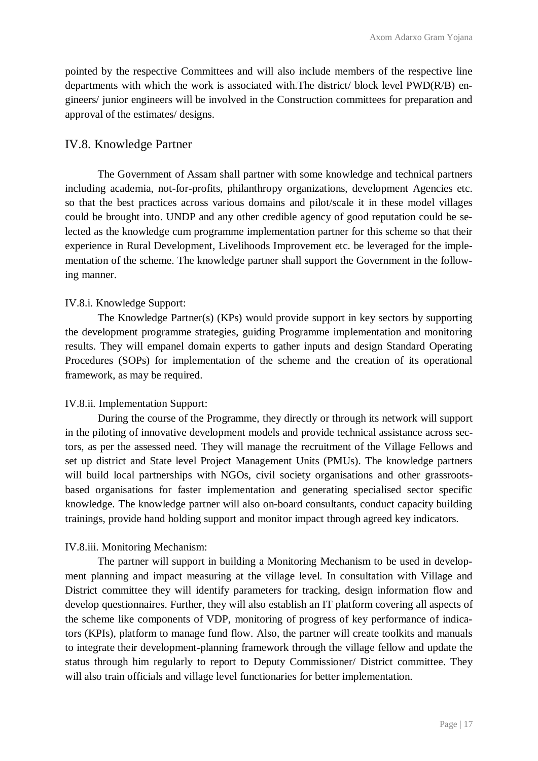pointed by the respective Committees and will also include members of the respective line departments with which the work is associated with.The district/ block level PWD(R/B) engineers/ junior engineers will be involved in the Construction committees for preparation and approval of the estimates/ designs.

## IV.8. Knowledge Partner

The Government of Assam shall partner with some knowledge and technical partners including academia, not-for-profits, philanthropy organizations, development Agencies etc. so that the best practices across various domains and pilot/scale it in these model villages could be brought into. UNDP and any other credible agency of good reputation could be selected as the knowledge cum programme implementation partner for this scheme so that their experience in Rural Development, Livelihoods Improvement etc. be leveraged for the implementation of the scheme. The knowledge partner shall support the Government in the following manner.

IV.8.i. Knowledge Support:

The Knowledge Partner(s) (KPs) would provide support in key sectors by supporting the development programme strategies, guiding Programme implementation and monitoring results. They will empanel domain experts to gather inputs and design Standard Operating Procedures (SOPs) for implementation of the scheme and the creation of its operational framework, as may be required.

IV.8.ii. Implementation Support:

During the course of the Programme, they directly or through its network will support in the piloting of innovative development models and provide technical assistance across sectors, as per the assessed need. They will manage the recruitment of the Village Fellows and set up district and State level Project Management Units (PMUs). The knowledge partners will build local partnerships with NGOs, civil society organisations and other grassroots-based organisations for faster implementation and generating specialised sector specific knowledge. The knowledge partner will also on-board consultants, conduct capacity building trainings, provide hand holding support and monitor impact through agreed key indicators.

IV.8.iii. Monitoring Mechanism:

The partner will support in building a Monitoring Mechanism to be used in development planning and impact measuring at the village level. In consultation with Village and District committee they will identify parameters for tracking, design information flow and develop questionnaires. Further, they will also establish an IT platform covering all aspects of the scheme like components of VDP, monitoring of progress of key performance of indicators (KPIs), platform to manage fund flow. Also, the partner will create toolkits and manuals to integrate their development-planning framework through the village fellow and update the status through him regularly to report to Deputy Commissioner/ District committee. They will also train officials and village level functionaries for better implementation.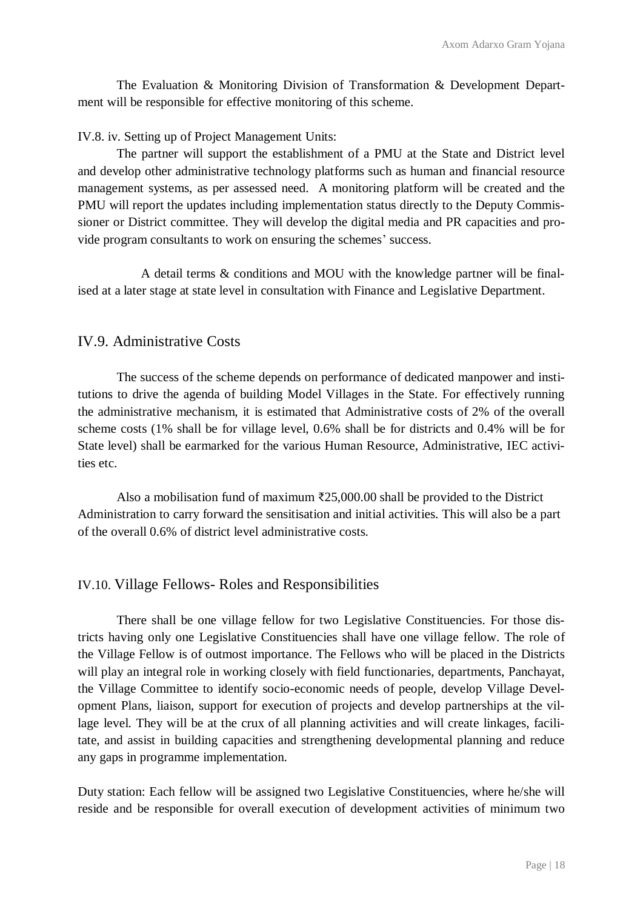The Evaluation & Monitoring Division of Transformation & Development Department will be responsible for effective monitoring of this scheme.

IV.8. iv. Setting up of Project Management Units:

The partner will support the establishment of a PMU at the State and District level and develop other administrative technology platforms such as human and financial resource management systems, as per assessed need. A monitoring platform will be created and the PMU will report the updates including implementation status directly to the Deputy Commissioner or District committee. They will develop the digital media and PR capacities and provide program consultants to work on ensuring the schemes' success.

A detail terms & conditions and MOU with the knowledge partner will be finalised at a later stage at state level in consultation with Finance and Legislative Department.

## IV.9. Administrative Costs

The success of the scheme depends on performance of dedicated manpower and institutions to drive the agenda of building Model Villages in the State. For effectively running the administrative mechanism, it is estimated that Administrative costs of 2% of the overall scheme costs (1% shall be for village level, 0.6% shall be for districts and 0.4% will be for State level) shall be earmarked for the various Human Resource, Administrative, IEC activities etc.

Also a mobilisation fund of maximum ₹25,000.00 shall be provided to the District Administration to carry forward the sensitisation and initial activities. This will also be a part of the overall 0.6% of district level administrative costs.

## IV.10. Village Fellows- Roles and Responsibilities

There shall be one village fellow for two Legislative Constituencies. For those districts having only one Legislative Constituencies shall have one village fellow. The role of the Village Fellow is of outmost importance. The Fellows who will be placed in the Districts will play an integral role in working closely with field functionaries, departments, Panchayat, the Village Committee to identify socio-economic needs of people, develop Village Development Plans, liaison, support for execution of projects and develop partnerships at the village level. They will be at the crux of all planning activities and will create linkages, facilitate, and assist in building capacities and strengthening developmental planning and reduce any gaps in programme implementation.

Duty station: Each fellow will be assigned two Legislative Constituencies, where he/she will reside and be responsible for overall execution of development activities of minimum two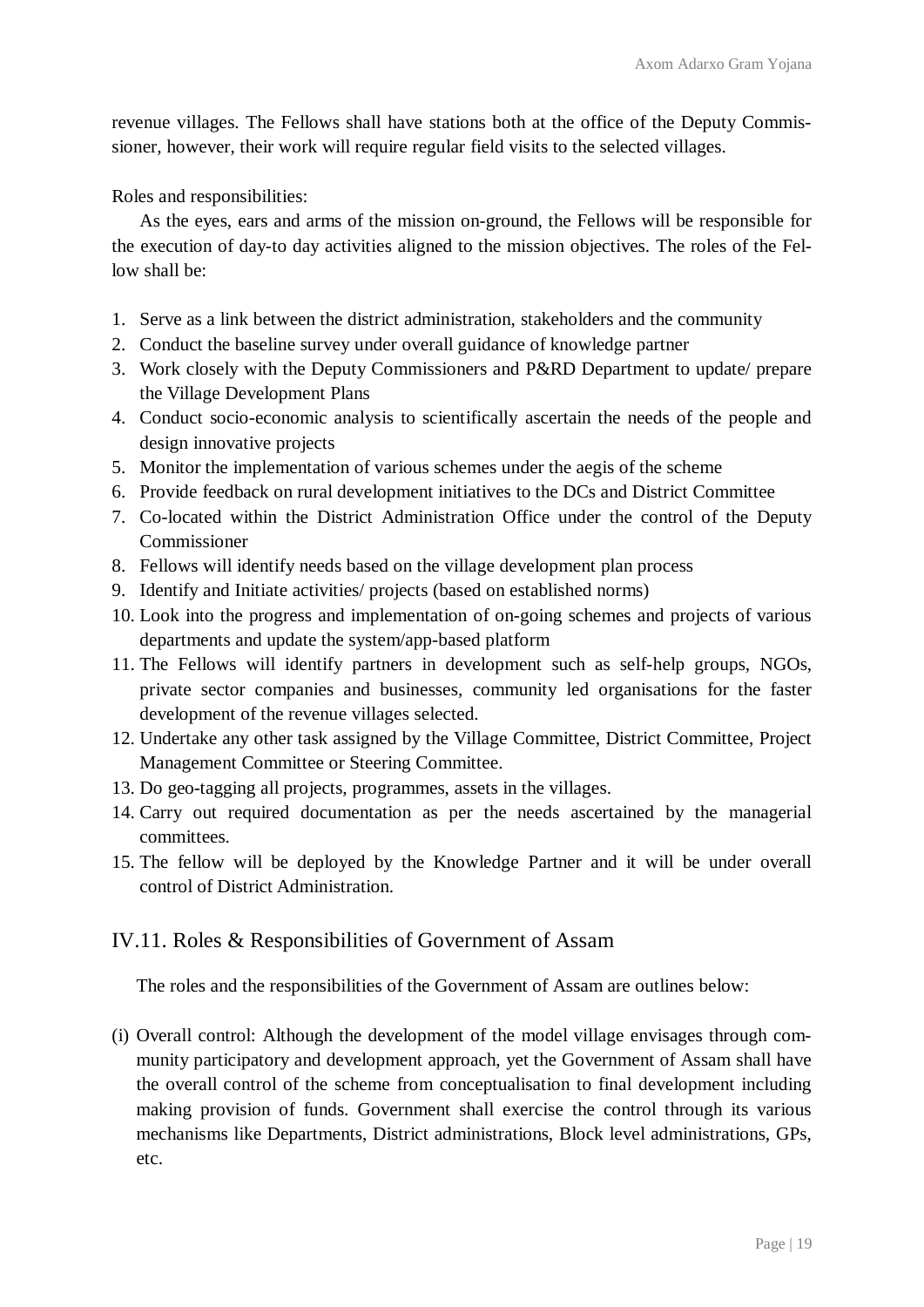revenue villages. The Fellows shall have stations both at the office of the Deputy Commissioner, however, their work will require regular field visits to the selected villages.

Roles and responsibilities:

As the eyes, ears and arms of the mission on-ground, the Fellows will be responsible for the execution of day-to day activities aligned to the mission objectives. The roles of the Fellow shall be:

1. Serve as a link between the district administration, stakeholders and the community
2. Conduct the baseline survey under overall guidance of knowledge partner
3. Work closely with the Deputy Commissioners and P&RD Department to update/ prepare the Village Development Plans
4. Conduct socio-economic analysis to scientifically ascertain the needs of the people and design innovative projects
5. Monitor the implementation of various schemes under the aegis of the scheme
6. Provide feedback on rural development initiatives to the DCs and District Committee
7. Co-located within the District Administration Office under the control of the Deputy Commissioner
8. Fellows will identify needs based on the village development plan process
9. Identify and Initiate activities/ projects (based on established norms)
10. Look into the progress and implementation of on-going schemes and projects of various departments and update the system/app-based platform
11. The Fellows will identify partners in development such as self-help groups, NGOs, private sector companies and businesses, community led organisations for the faster development of the revenue villages selected.
12. Undertake any other task assigned by the Village Committee, District Committee, Project Management Committee or Steering Committee.
13. Do geo-tagging all projects, programmes, assets in the villages.
14. Carry out required documentation as per the needs ascertained by the managerial committees.
15. The fellow will be deployed by the Knowledge Partner and it will be under overall control of District Administration.

## IV.11. Roles & Responsibilities of Government of Assam

The roles and the responsibilities of the Government of Assam are outlines below:

(i) Overall control: Although the development of the model village envisages through community participatory and development approach, yet the Government of Assam shall have the overall control of the scheme from conceptualisation to final development including making provision of funds. Government shall exercise the control through its various mechanisms like Departments, District administrations, Block level administrations, GPs, etc.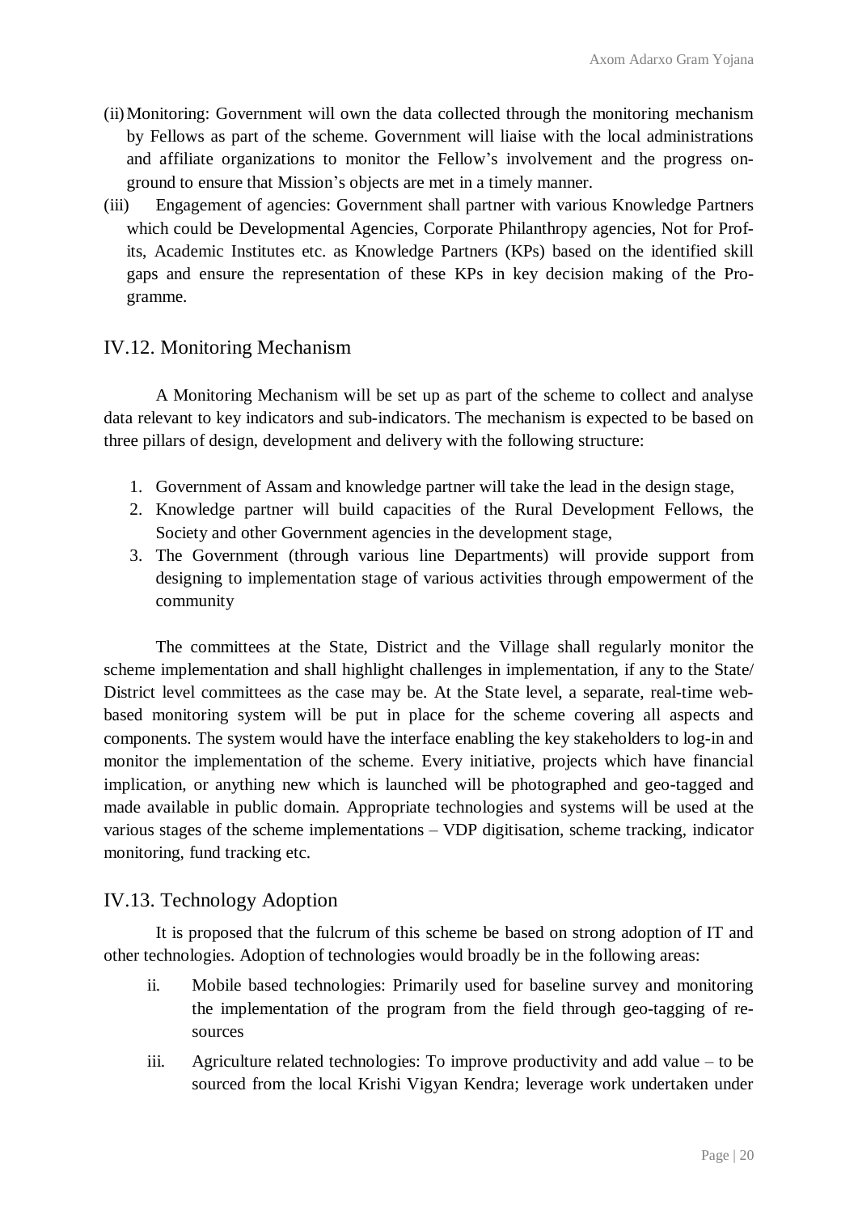(ii) Monitoring: Government will own the data collected through the monitoring mechanism by Fellows as part of the scheme. Government will liaise with the local administrations and affiliate organizations to monitor the Fellow's involvement and the progress on-ground to ensure that Mission's objects are met in a timely manner.

(iii) Engagement of agencies: Government shall partner with various Knowledge Partners which could be Developmental Agencies, Corporate Philanthropy agencies, Not for Profits, Academic Institutes etc. as Knowledge Partners (KPs) based on the identified skill gaps and ensure the representation of these KPs in key decision making of the Programme.

## IV.12. Monitoring Mechanism

A Monitoring Mechanism will be set up as part of the scheme to collect and analyse data relevant to key indicators and sub-indicators. The mechanism is expected to be based on three pillars of design, development and delivery with the following structure:

1. Government of Assam and knowledge partner will take the lead in the design stage,
2. Knowledge partner will build capacities of the Rural Development Fellows, the Society and other Government agencies in the development stage,
3. The Government (through various line Departments) will provide support from designing to implementation stage of various activities through empowerment of the community

The committees at the State, District and the Village shall regularly monitor the scheme implementation and shall highlight challenges in implementation, if any to the State/ District level committees as the case may be. At the State level, a separate, real-time web-based monitoring system will be put in place for the scheme covering all aspects and components. The system would have the interface enabling the key stakeholders to log-in and monitor the implementation of the scheme. Every initiative, projects which have financial implication, or anything new which is launched will be photographed and geo-tagged and made available in public domain. Appropriate technologies and systems will be used at the various stages of the scheme implementations – VDP digitisation, scheme tracking, indicator monitoring, fund tracking etc.

## IV.13. Technology Adoption

It is proposed that the fulcrum of this scheme be based on strong adoption of IT and other technologies. Adoption of technologies would broadly be in the following areas:

ii. Mobile based technologies: Primarily used for baseline survey and monitoring the implementation of the program from the field through geo-tagging of resources

iii. Agriculture related technologies: To improve productivity and add value – to be sourced from the local Krishi Vigyan Kendra; leverage work undertaken under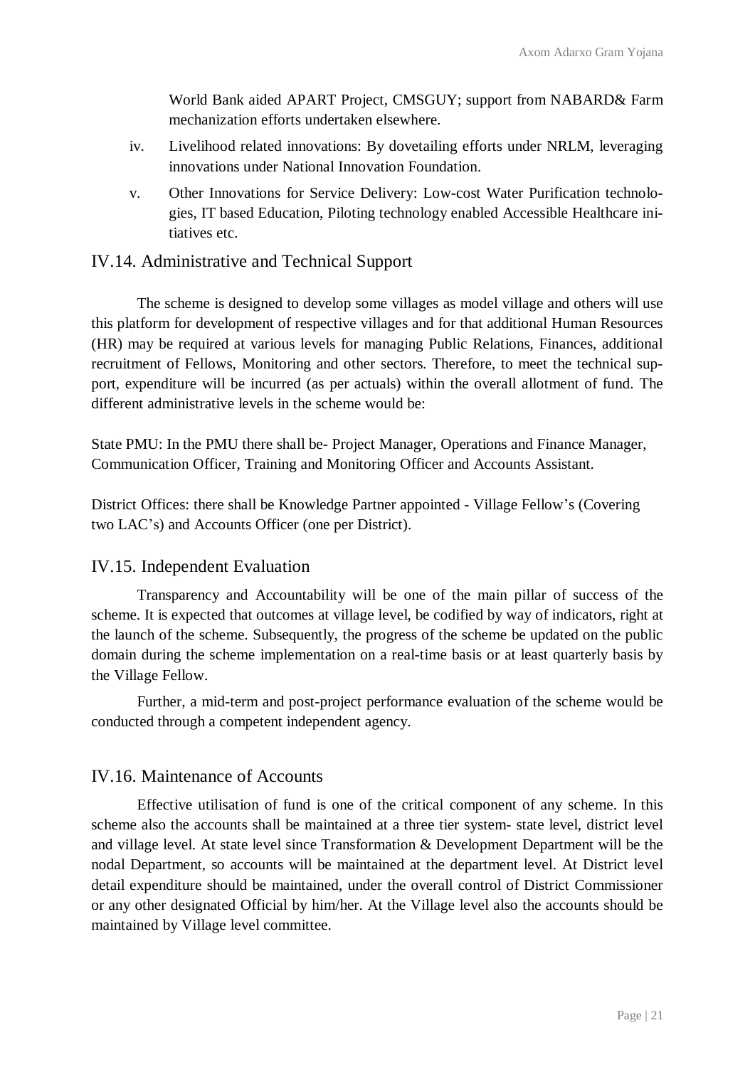World Bank aided APART Project, CMSGUY; support from NABARD& Farm mechanization efforts undertaken elsewhere.

iv. Livelihood related innovations: By dovetailing efforts under NRLM, leveraging innovations under National Innovation Foundation.

v. Other Innovations for Service Delivery: Low-cost Water Purification technologies, IT based Education, Piloting technology enabled Accessible Healthcare initiatives etc.

## IV.14. Administrative and Technical Support

The scheme is designed to develop some villages as model village and others will use this platform for development of respective villages and for that additional Human Resources (HR) may be required at various levels for managing Public Relations, Finances, additional recruitment of Fellows, Monitoring and other sectors. Therefore, to meet the technical support, expenditure will be incurred (as per actuals) within the overall allotment of fund. The different administrative levels in the scheme would be:

State PMU: In the PMU there shall be- Project Manager, Operations and Finance Manager, Communication Officer, Training and Monitoring Officer and Accounts Assistant.

District Offices: there shall be Knowledge Partner appointed - Village Fellow's (Covering two LAC's) and Accounts Officer (one per District).

## IV.15. Independent Evaluation

Transparency and Accountability will be one of the main pillar of success of the scheme. It is expected that outcomes at village level, be codified by way of indicators, right at the launch of the scheme. Subsequently, the progress of the scheme be updated on the public domain during the scheme implementation on a real-time basis or at least quarterly basis by the Village Fellow.

Further, a mid-term and post-project performance evaluation of the scheme would be conducted through a competent independent agency.

## IV.16. Maintenance of Accounts

Effective utilisation of fund is one of the critical component of any scheme. In this scheme also the accounts shall be maintained at a three tier system- state level, district level and village level. At state level since Transformation & Development Department will be the nodal Department, so accounts will be maintained at the department level. At District level detail expenditure should be maintained, under the overall control of District Commissioner or any other designated Official by him/her. At the Village level also the accounts should be maintained by Village level committee.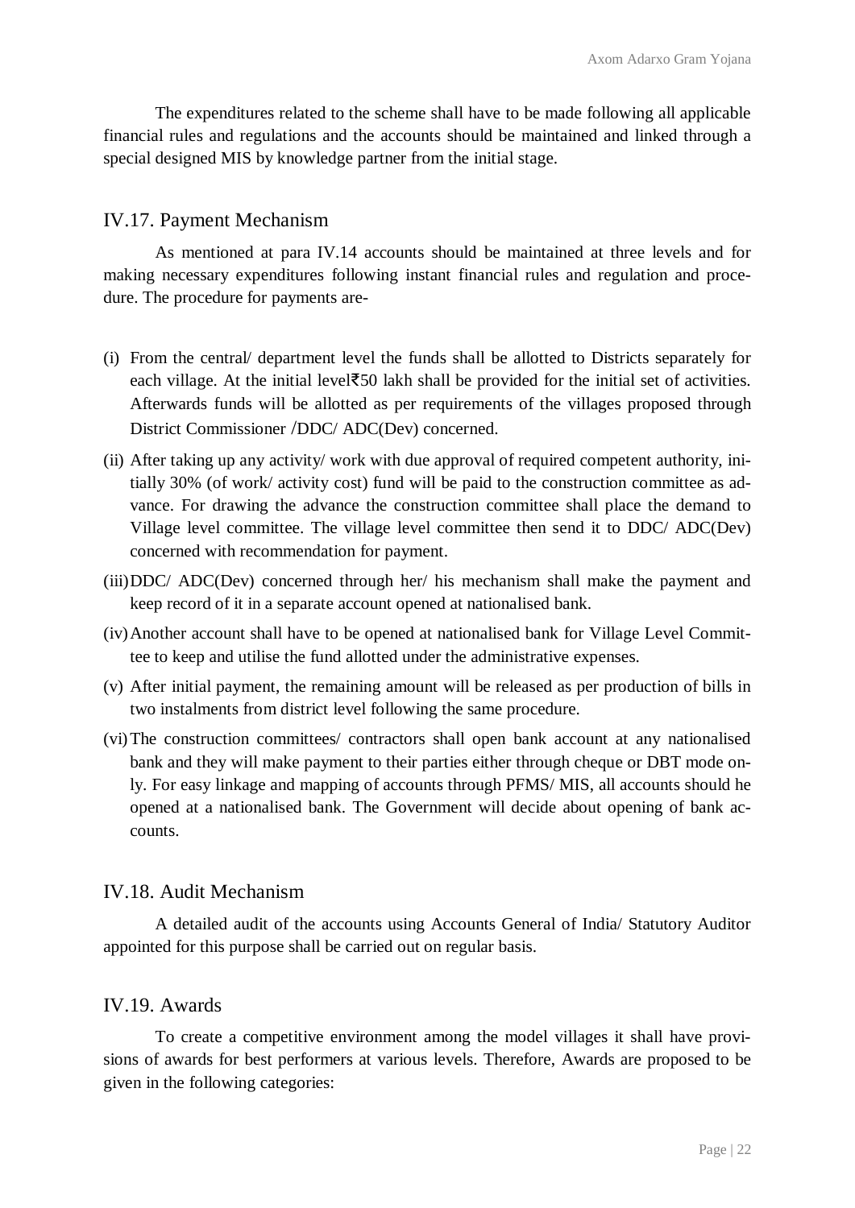The expenditures related to the scheme shall have to be made following all applicable financial rules and regulations and the accounts should be maintained and linked through a special designed MIS by knowledge partner from the initial stage.

## IV.17. Payment Mechanism

As mentioned at para IV.14 accounts should be maintained at three levels and for making necessary expenditures following instant financial rules and regulation and procedure. The procedure for payments are-

(i) From the central/ department level the funds shall be allotted to Districts separately for each village. At the initial level₹50 lakh shall be provided for the initial set of activities. Afterwards funds will be allotted as per requirements of the villages proposed through District Commissioner /DDC/ ADC(Dev) concerned.

(ii) After taking up any activity/ work with due approval of required competent authority, initially 30% (of work/ activity cost) fund will be paid to the construction committee as advance. For drawing the advance the construction committee shall place the demand to Village level committee. The village level committee then send it to DDC/ ADC(Dev) concerned with recommendation for payment.

(iii) DDC/ ADC(Dev) concerned through her/ his mechanism shall make the payment and keep record of it in a separate account opened at nationalised bank.

(iv) Another account shall have to be opened at nationalised bank for Village Level Committee to keep and utilise the fund allotted under the administrative expenses.

(v) After initial payment, the remaining amount will be released as per production of bills in two instalments from district level following the same procedure.

(vi) The construction committees/ contractors shall open bank account at any nationalised bank and they will make payment to their parties either through cheque or DBT mode only. For easy linkage and mapping of accounts through PFMS/ MIS, all accounts should he opened at a nationalised bank. The Government will decide about opening of bank accounts.

## IV.18. Audit Mechanism

A detailed audit of the accounts using Accounts General of India/ Statutory Auditor appointed for this purpose shall be carried out on regular basis.

## IV.19. Awards

To create a competitive environment among the model villages it shall have provisions of awards for best performers at various levels. Therefore, Awards are proposed to be given in the following categories: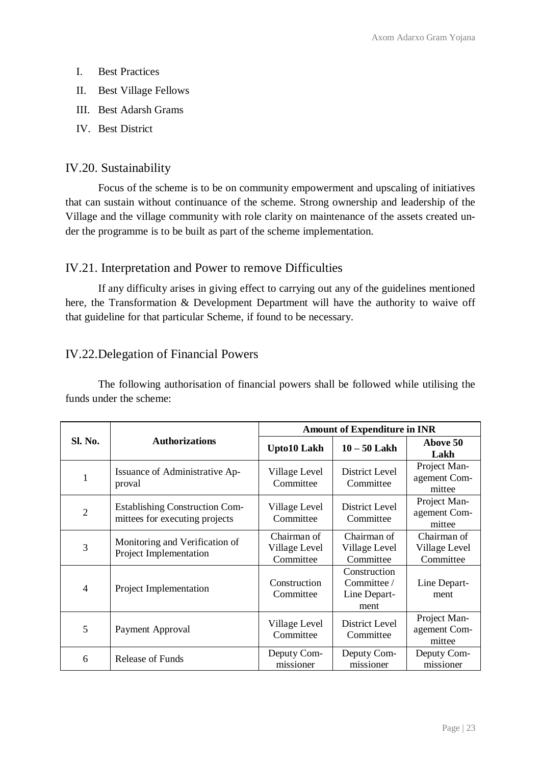I. Best Practices
II. Best Village Fellows
III. Best Adarsh Grams
IV. Best District

## IV.20. Sustainability

Focus of the scheme is to be on community empowerment and upscaling of initiatives that can sustain without continuance of the scheme. Strong ownership and leadership of the Village and the village community with role clarity on maintenance of the assets created under the programme is to be built as part of the scheme implementation.

## IV.21. Interpretation and Power to remove Difficulties

If any difficulty arises in giving effect to carrying out any of the guidelines mentioned here, the Transformation & Development Department will have the authority to waive off that guideline for that particular Scheme, if found to be necessary.

## IV.22.Delegation of Financial Powers

The following authorisation of financial powers shall be followed while utilising the funds under the scheme:

| Sl. No. | Authorizations | Amount of Expenditure in INR | | |
|---|---|---|---|---|
| | | **Upto10 Lakh** | **10 – 50 Lakh** | **Above 50 Lakh** |
| 1 | Issuance of Administrative Approval | Village Level Committee | District Level Committee | Project Management Committee |
| 2 | Establishing Construction Committees for executing projects | Village Level Committee | District Level Committee | Project Management Committee |
| 3 | Monitoring and Verification of Project Implementation | Chairman of Village Level Committee | Chairman of Village Level Committee | Chairman of Village Level Committee |
| 4 | Project Implementation | Construction Committee | Construction Committee / Line Department | Line Department |
| 5 | Payment Approval | Village Level Committee | District Level Committee | Project Management Committee |
| 6 | Release of Funds | Deputy Commissioner | Deputy Commissioner | Deputy Commissioner |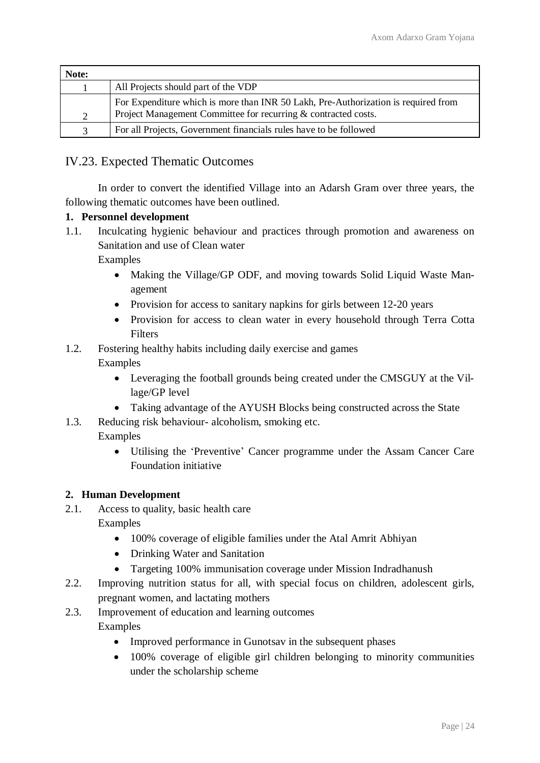| Note: | |
|---|---|
| 1 | All Projects should part of the VDP |
| 2 | For Expenditure which is more than INR 50 Lakh, Pre-Authorization is required from Project Management Committee for recurring & contracted costs. |
| 3 | For all Projects, Government financials rules have to be followed |

## IV.23. Expected Thematic Outcomes

In order to convert the identified Village into an Adarsh Gram over three years, the following thematic outcomes have been outlined.

**1. Personnel development**

1.1. Inculcating hygienic behaviour and practices through promotion and awareness on Sanitation and use of Clean water

Examples

- Making the Village/GP ODF, and moving towards Solid Liquid Waste Management
- Provision for access to sanitary napkins for girls between 12-20 years
- Provision for access to clean water in every household through Terra Cotta Filters

1.2. Fostering healthy habits including daily exercise and games

Examples

- Leveraging the football grounds being created under the CMSGUY at the Village/GP level
- Taking advantage of the AYUSH Blocks being constructed across the State

1.3. Reducing risk behaviour- alcoholism, smoking etc.

Examples

- Utilising the 'Preventive' Cancer programme under the Assam Cancer Care Foundation initiative

**2. Human Development**

2.1. Access to quality, basic health care

Examples

- 100% coverage of eligible families under the Atal Amrit Abhiyan
- Drinking Water and Sanitation
- Targeting 100% immunisation coverage under Mission Indradhanush

2.2. Improving nutrition status for all, with special focus on children, adolescent girls, pregnant women, and lactating mothers

2.3. Improvement of education and learning outcomes

Examples

- Improved performance in Gunotsav in the subsequent phases
- 100% coverage of eligible girl children belonging to minority communities under the scholarship scheme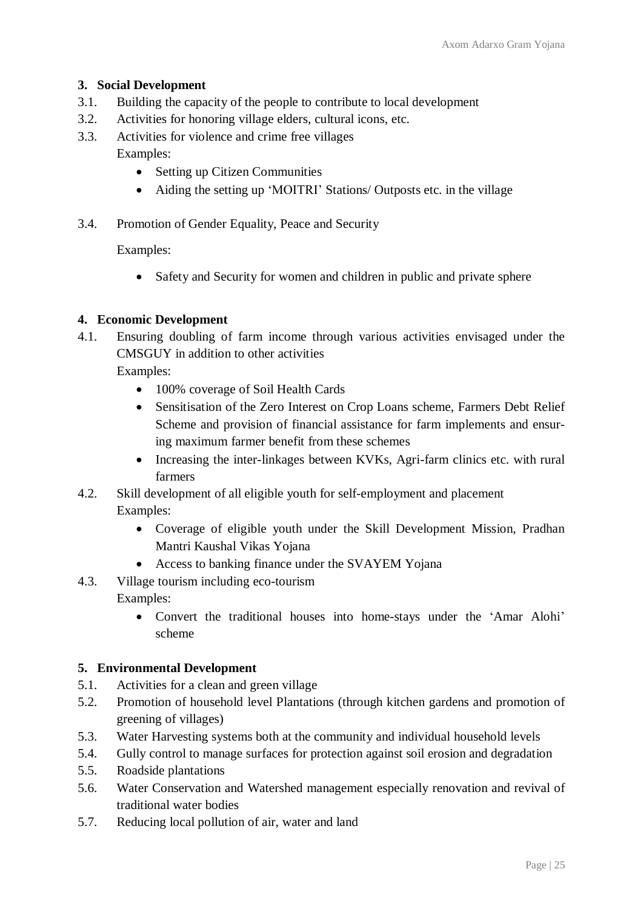### 3. Social Development

3.1. Building the capacity of the people to contribute to local development

3.2. Activities for honoring village elders, cultural icons, etc.

3.3. Activities for violence and crime free villages

Examples:

- Setting up Citizen Communities
- Aiding the setting up 'MOITRI' Stations/ Outposts etc. in the village

3.4. Promotion of Gender Equality, Peace and Security

Examples:

- Safety and Security for women and children in public and private sphere

### 4. Economic Development

4.1. Ensuring doubling of farm income through various activities envisaged under the CMSGUY in addition to other activities

Examples:

- 100% coverage of Soil Health Cards
- Sensitisation of the Zero Interest on Crop Loans scheme, Farmers Debt Relief Scheme and provision of financial assistance for farm implements and ensuring maximum farmer benefit from these schemes
- Increasing the inter-linkages between KVKs, Agri-farm clinics etc. with rural farmers

4.2. Skill development of all eligible youth for self-employment and placement

Examples:

- Coverage of eligible youth under the Skill Development Mission, Pradhan Mantri Kaushal Vikas Yojana
- Access to banking finance under the SVAYEM Yojana

4.3. Village tourism including eco-tourism

Examples:

- Convert the traditional houses into home-stays under the 'Amar Alohi' scheme

### 5. Environmental Development

5.1. Activities for a clean and green village

5.2. Promotion of household level Plantations (through kitchen gardens and promotion of greening of villages)

5.3. Water Harvesting systems both at the community and individual household levels

5.4. Gully control to manage surfaces for protection against soil erosion and degradation

5.5. Roadside plantations

5.6. Water Conservation and Watershed management especially renovation and revival of traditional water bodies

5.7. Reducing local pollution of air, water and land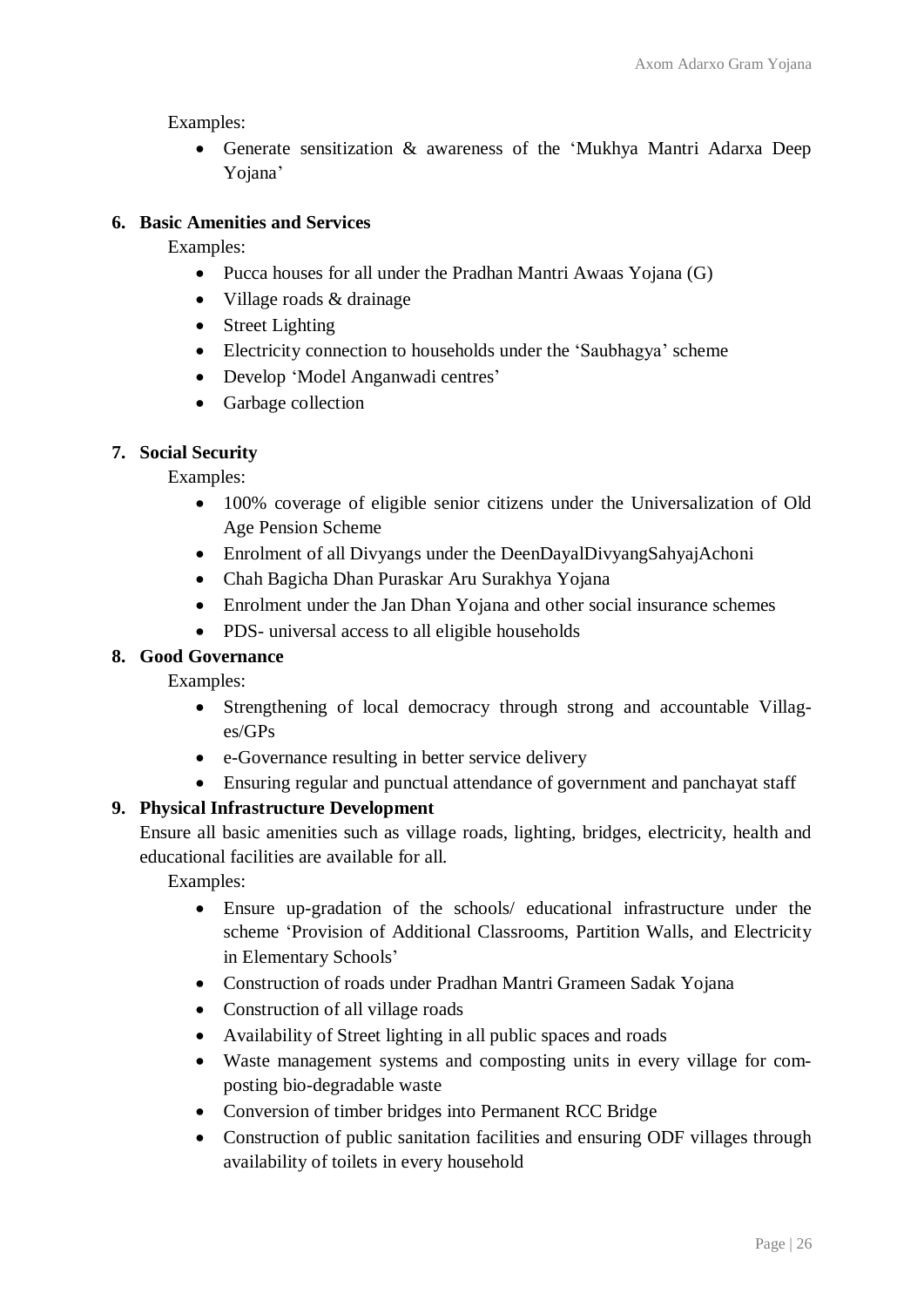Examples:

- Generate sensitization & awareness of the 'Mukhya Mantri Adarxa Deep Yojana'

6. **Basic Amenities and Services**

   Examples:

   - Pucca houses for all under the Pradhan Mantri Awaas Yojana (G)
   - Village roads & drainage
   - Street Lighting
   - Electricity connection to households under the 'Saubhagya' scheme
   - Develop 'Model Anganwadi centres'
   - Garbage collection

7. **Social Security**

   Examples:

   - 100% coverage of eligible senior citizens under the Universalization of Old Age Pension Scheme
   - Enrolment of all Divyangs under the DeenDayalDivyangSahyajAchoni
   - Chah Bagicha Dhan Puraskar Aru Surakhya Yojana
   - Enrolment under the Jan Dhan Yojana and other social insurance schemes
   - PDS- universal access to all eligible households

8. **Good Governance**

   Examples:

   - Strengthening of local democracy through strong and accountable Villages/GPs
   - e-Governance resulting in better service delivery
   - Ensuring regular and punctual attendance of government and panchayat staff

9. **Physical Infrastructure Development**

   Ensure all basic amenities such as village roads, lighting, bridges, electricity, health and educational facilities are available for all.

   Examples:

   - Ensure up-gradation of the schools/ educational infrastructure under the scheme 'Provision of Additional Classrooms, Partition Walls, and Electricity in Elementary Schools'
   - Construction of roads under Pradhan Mantri Grameen Sadak Yojana
   - Construction of all village roads
   - Availability of Street lighting in all public spaces and roads
   - Waste management systems and composting units in every village for composting bio-degradable waste
   - Conversion of timber bridges into Permanent RCC Bridge
   - Construction of public sanitation facilities and ensuring ODF villages through availability of toilets in every household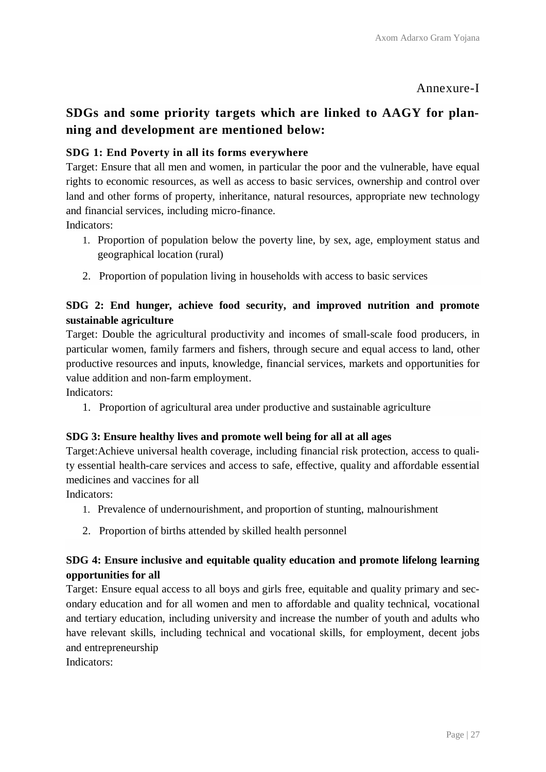Annexure-I

## SDGs and some priority targets which are linked to AAGY for planning and development are mentioned below:

### SDG 1: End Poverty in all its forms everywhere

Target: Ensure that all men and women, in particular the poor and the vulnerable, have equal rights to economic resources, as well as access to basic services, ownership and control over land and other forms of property, inheritance, natural resources, appropriate new technology and financial services, including micro-finance.

Indicators:

1. Proportion of population below the poverty line, by sex, age, employment status and geographical location (rural)
2. Proportion of population living in households with access to basic services

### SDG 2: End hunger, achieve food security, and improved nutrition and promote sustainable agriculture

Target: Double the agricultural productivity and incomes of small-scale food producers, in particular women, family farmers and fishers, through secure and equal access to land, other productive resources and inputs, knowledge, financial services, markets and opportunities for value addition and non-farm employment.

Indicators:

1. Proportion of agricultural area under productive and sustainable agriculture

### SDG 3: Ensure healthy lives and promote well being for all at all ages

Target:Achieve universal health coverage, including financial risk protection, access to quality essential health-care services and access to safe, effective, quality and affordable essential medicines and vaccines for all

Indicators:

1. Prevalence of undernourishment, and proportion of stunting, malnourishment
2. Proportion of births attended by skilled health personnel

### SDG 4: Ensure inclusive and equitable quality education and promote lifelong learning opportunities for all

Target: Ensure equal access to all boys and girls free, equitable and quality primary and secondary education and for all women and men to affordable and quality technical, vocational and tertiary education, including university and increase the number of youth and adults who have relevant skills, including technical and vocational skills, for employment, decent jobs and entrepreneurship

Indicators: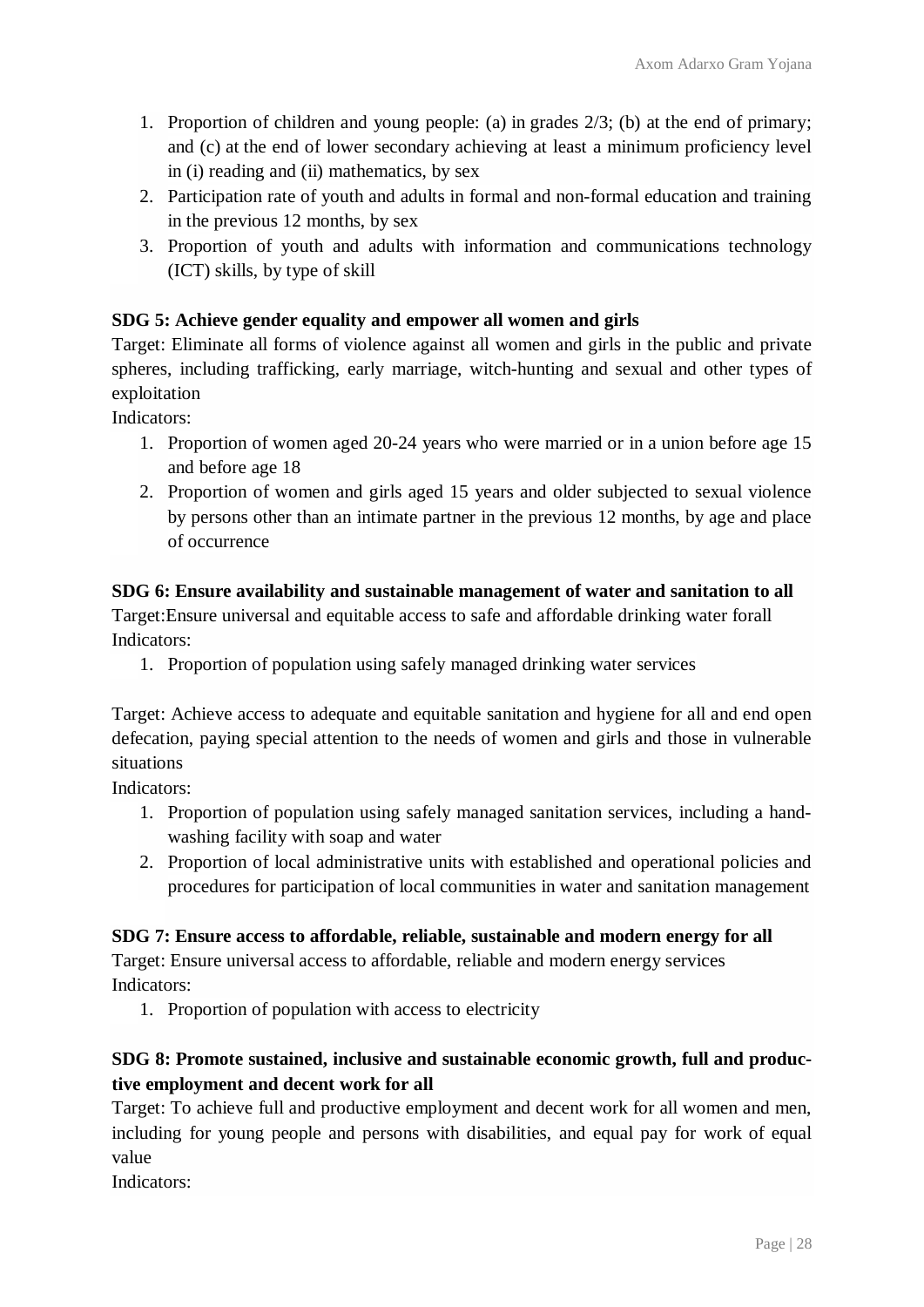1. Proportion of children and young people: (a) in grades 2/3; (b) at the end of primary; and (c) at the end of lower secondary achieving at least a minimum proficiency level in (i) reading and (ii) mathematics, by sex
2. Participation rate of youth and adults in formal and non-formal education and training in the previous 12 months, by sex
3. Proportion of youth and adults with information and communications technology (ICT) skills, by type of skill

**SDG 5: Achieve gender equality and empower all women and girls**

Target: Eliminate all forms of violence against all women and girls in the public and private spheres, including trafficking, early marriage, witch-hunting and sexual and other types of exploitation

Indicators:

1. Proportion of women aged 20-24 years who were married or in a union before age 15 and before age 18
2. Proportion of women and girls aged 15 years and older subjected to sexual violence by persons other than an intimate partner in the previous 12 months, by age and place of occurrence

**SDG 6: Ensure availability and sustainable management of water and sanitation to all**

Target:Ensure universal and equitable access to safe and affordable drinking water forall

Indicators:

1. Proportion of population using safely managed drinking water services

Target: Achieve access to adequate and equitable sanitation and hygiene for all and end open defecation, paying special attention to the needs of women and girls and those in vulnerable situations

Indicators:

1. Proportion of population using safely managed sanitation services, including a hand-washing facility with soap and water
2. Proportion of local administrative units with established and operational policies and procedures for participation of local communities in water and sanitation management

**SDG 7: Ensure access to affordable, reliable, sustainable and modern energy for all**

Target: Ensure universal access to affordable, reliable and modern energy services

Indicators:

1. Proportion of population with access to electricity

**SDG 8: Promote sustained, inclusive and sustainable economic growth, full and productive employment and decent work for all**

Target: To achieve full and productive employment and decent work for all women and men, including for young people and persons with disabilities, and equal pay for work of equal value

Indicators: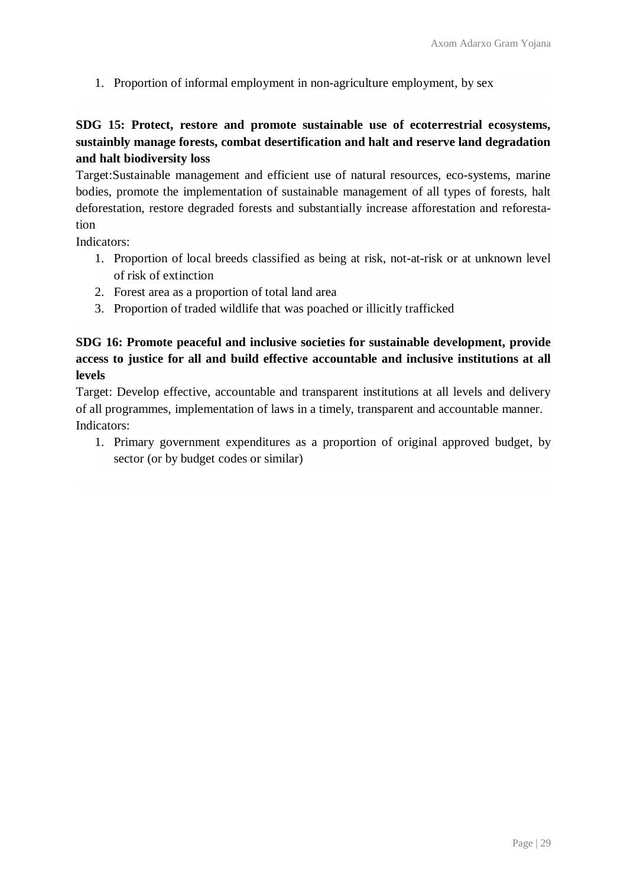1. Proportion of informal employment in non-agriculture employment, by sex

**SDG 15: Protect, restore and promote sustainable use of ecoterrestrial ecosystems, sustainbly manage forests, combat desertification and halt and reserve land degradation and halt biodiversity loss**

Target:Sustainable management and efficient use of natural resources, eco-systems, marine bodies, promote the implementation of sustainable management of all types of forests, halt deforestation, restore degraded forests and substantially increase afforestation and reforestation

Indicators:

1. Proportion of local breeds classified as being at risk, not-at-risk or at unknown level of risk of extinction
2. Forest area as a proportion of total land area
3. Proportion of traded wildlife that was poached or illicitly trafficked

**SDG 16: Promote peaceful and inclusive societies for sustainable development, provide access to justice for all and build effective accountable and inclusive institutions at all levels**

Target: Develop effective, accountable and transparent institutions at all levels and delivery of all programmes, implementation of laws in a timely, transparent and accountable manner.

Indicators:

1. Primary government expenditures as a proportion of original approved budget, by sector (or by budget codes or similar)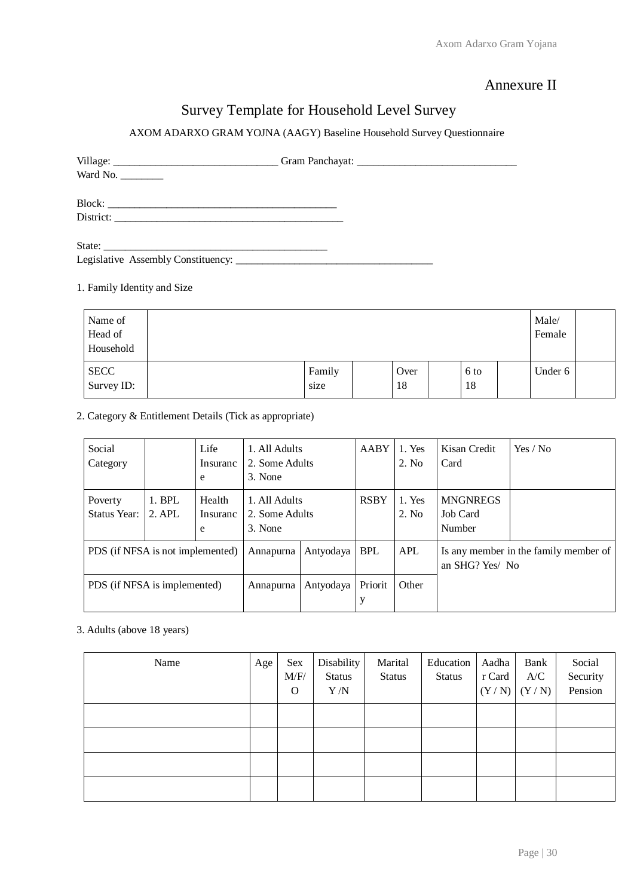# Annexure II

## Survey Template for Household Level Survey

AXOM ADARXO GRAM YOJNA (AAGY) Baseline Household Survey Questionnaire

Village: ______________________________ Gram Panchayat: ______________________________
Ward No. ________

Block: ___________________________________________
District: ___________________________________________

State: ___________________________________________
Legislative Assembly Constituency: ____________________________________

1. Family Identity and Size

| Name of Head of Household | | | | | | | | Male/ Female | |
|---|---|---|---|---|---|---|---|---|---|
| SECC Survey ID: | | Family size | | Over 18 | | 6 to 18 | | Under 6 | |

2. Category & Entitlement Details (Tick as appropriate)

| Social Category | | Life Insurance | 1. All Adults 2. Some Adults 3. None | | AABY | 1. Yes 2. No | Kisan Credit Card | Yes / No |
|---|---|---|---|---|---|---|---|---|
| Poverty Status Year: | 1. BPL 2. APL | Health Insurance | 1. All Adults 2. Some Adults 3. None | | RSBY | 1. Yes 2. No | MNGNREGS Job Card Number | |
| PDS (if NFSA is not implemented) | | | Annapurna | Antyodaya | BPL | APL | Is any member in the family member of an SHG? Yes/ No | |
| PDS (if NFSA is implemented) | | | Annapurna | Antyodaya | Priority | Other | | |

3. Adults (above 18 years)

| Name | Age | Sex M/F/O | Disability Status Y /N | Marital Status | Education Status | Aadhar Card (Y / N) | Bank A/C (Y / N) | Social Security Pension |
|---|---|---|---|---|---|---|---|---|
| | | | | | | | | |
| | | | | | | | | |
| | | | | | | | | |
| | | | | | | | | |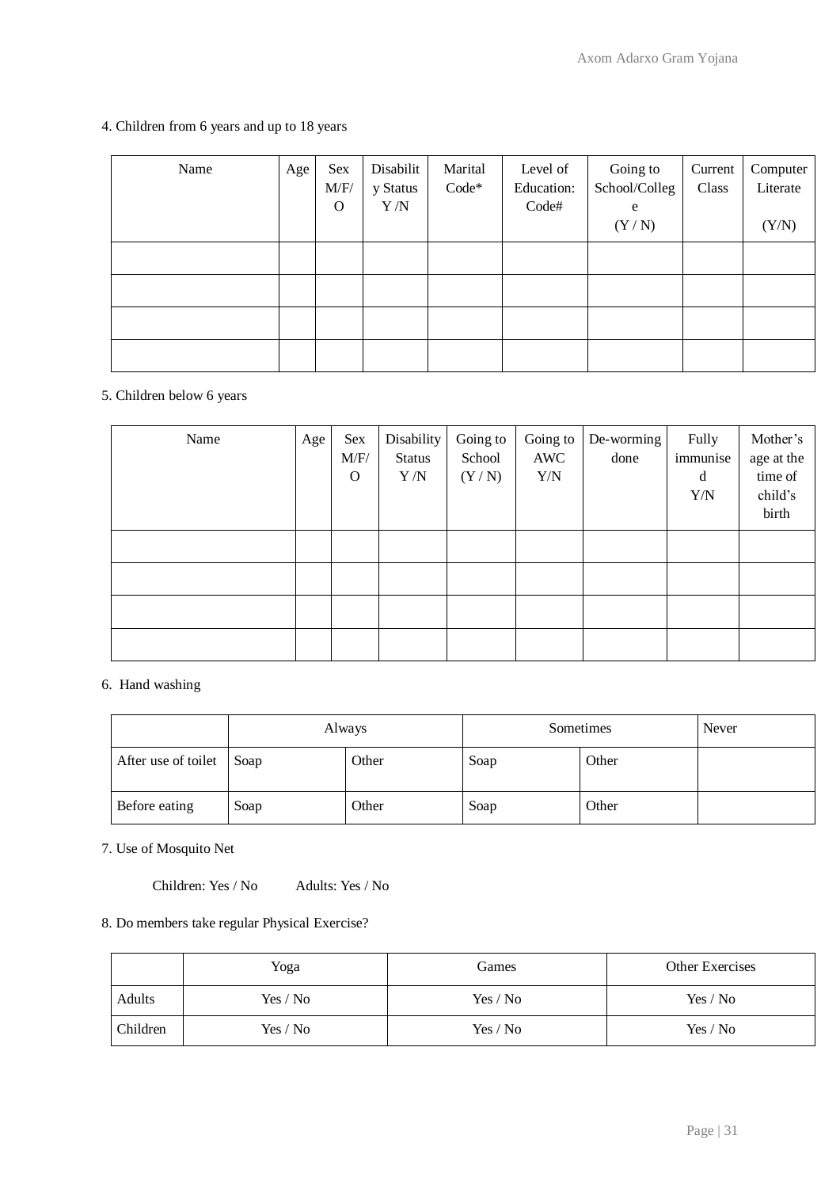4. Children from 6 years and up to 18 years

| Name | Age | Sex M/F/O | Disability Status Y /N | Marital Code* | Level of Education: Code# | Going to School/College (Y / N) | Current Class | Computer Literate (Y/N) |
|---|---|---|---|---|---|---|---|---|
| | | | | | | | | |
| | | | | | | | | |
| | | | | | | | | |
| | | | | | | | | |

5. Children below 6 years

| Name | Age | Sex M/F/O | Disability Status Y /N | Going to School (Y / N) | Going to AWC Y/N | De-worming done | Fully immunised Y/N | Mother's age at the time of child's birth |
|---|---|---|---|---|---|---|---|---|
| | | | | | | | | |
| | | | | | | | | |
| | | | | | | | | |
| | | | | | | | | |

6. Hand washing

| | Always | | Sometimes | | Never |
|---|---|---|---|---|---|
| After use of toilet | Soap | Other | Soap | Other | |
| Before eating | Soap | Other | Soap | Other | |

7. Use of Mosquito Net

Children: Yes / No    Adults: Yes / No

8. Do members take regular Physical Exercise?

| | Yoga | Games | Other Exercises |
|---|---|---|---|
| Adults | Yes / No | Yes / No | Yes / No |
| Children | Yes / No | Yes / No | Yes / No |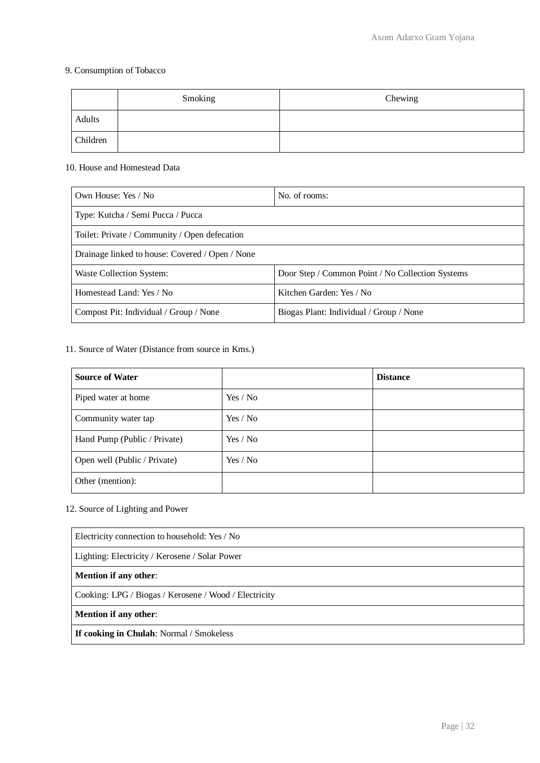9. Consumption of Tobacco

| | Smoking | Chewing |
|---|---|---|
| Adults | | |
| Children | | |

10. House and Homestead Data

| Own House: Yes / No | No. of rooms: |
|---|---|
| Type: Kutcha / Semi Pucca / Pucca | |
| Toilet: Private / Community / Open defecation | |
| Drainage linked to house: Covered / Open / None | |
| Waste Collection System: | Door Step / Common Point / No Collection Systems |
| Homestead Land: Yes / No | Kitchen Garden: Yes / No |
| Compost Pit: Individual / Group / None | Biogas Plant: Individual / Group / None |

11. Source of Water (Distance from source in Kms.)

| **Source of Water** | | **Distance** |
|---|---|---|
| Piped water at home | Yes / No | |
| Community water tap | Yes / No | |
| Hand Pump (Public / Private) | Yes / No | |
| Open well (Public / Private) | Yes / No | |
| Other (mention): | | |

12. Source of Lighting and Power

| Electricity connection to household: Yes / No |
|---|
| Lighting: Electricity / Kerosene / Solar Power |
| **Mention if any other**: |
| Cooking: LPG / Biogas / Kerosene / Wood / Electricity |
| **Mention if any other**: |
| **If cooking in Chulah**: Normal / Smokeless |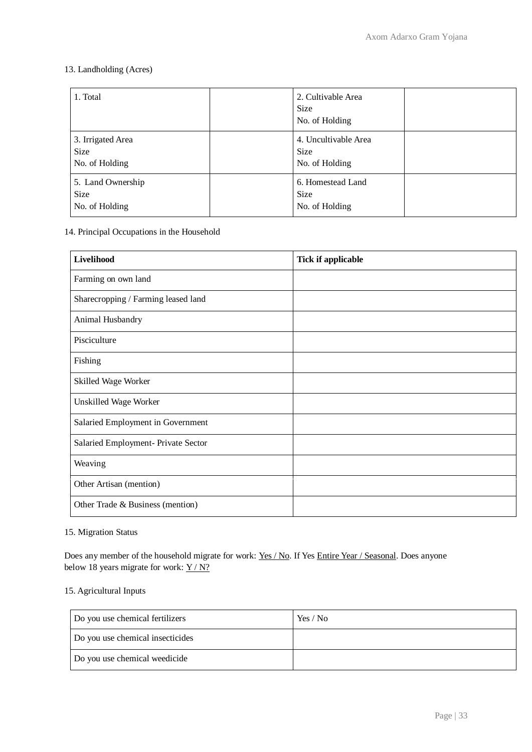13. Landholding (Acres)

| 1. Total | | 2. Cultivable Area<br>Size<br>No. of Holding | |
|---|---|---|---|
| 3. Irrigated Area<br>Size<br>No. of Holding | | 4. Uncultivable Area<br>Size<br>No. of Holding | |
| 5. Land Ownership<br>Size<br>No. of Holding | | 6. Homestead Land<br>Size<br>No. of Holding | |

14. Principal Occupations in the Household

| **Livelihood** | **Tick if applicable** |
|---|---|
| Farming on own land | |
| Sharecropping / Farming leased land | |
| Animal Husbandry | |
| Pisciculture | |
| Fishing | |
| Skilled Wage Worker | |
| Unskilled Wage Worker | |
| Salaried Employment in Government | |
| Salaried Employment- Private Sector | |
| Weaving | |
| Other Artisan (mention) | |
| Other Trade & Business (mention) | |

15. Migration Status

Does any member of the household migrate for work: <u>Yes / No</u>. If Yes <u>Entire Year / Seasonal</u>. Does anyone below 18 years migrate for work: <u>Y / N?</u>

15. Agricultural Inputs

| Do you use chemical fertilizers | Yes / No |
|---|---|
| Do you use chemical insecticides | |
| Do you use chemical weedicide | |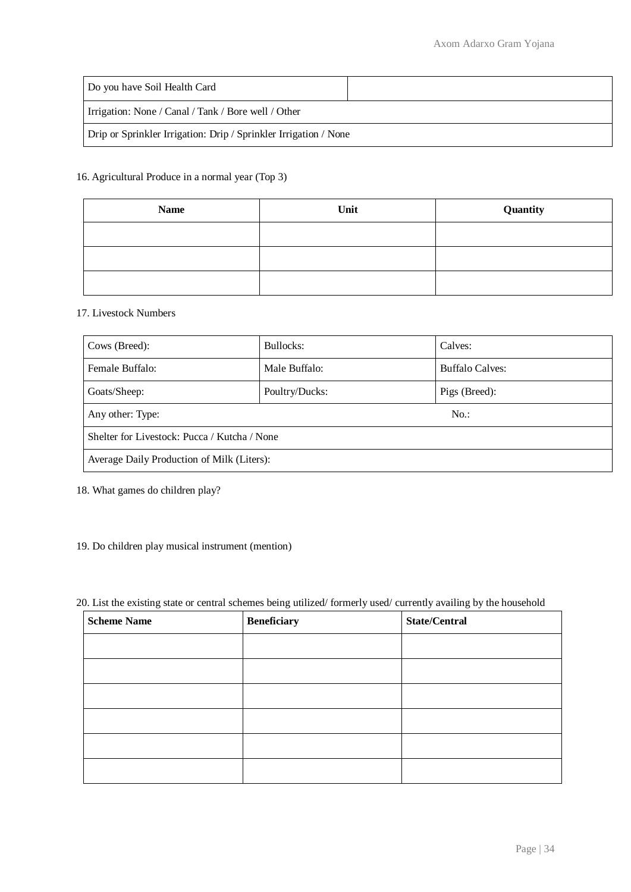| Do you have Soil Health Card | |
|---|---|
| Irrigation: None / Canal / Tank / Bore well / Other | |
| Drip or Sprinkler Irrigation: Drip / Sprinkler Irrigation / None | |

16. Agricultural Produce in a normal year (Top 3)

| Name | Unit | Quantity |
|---|---|---|
| | | |
| | | |
| | | |

17. Livestock Numbers

| Cows (Breed): | Bullocks: | Calves: |
|---|---|---|
| Female Buffalo: | Male Buffalo: | Buffalo Calves: |
| Goats/Sheep: | Poultry/Ducks: | Pigs (Breed): |
| Any other: Type: | | No.: |
| Shelter for Livestock: Pucca / Kutcha / None | | |
| Average Daily Production of Milk (Liters): | | |

18. What games do children play?

19. Do children play musical instrument (mention)

20. List the existing state or central schemes being utilized/ formerly used/ currently availing by the household

| Scheme Name | Beneficiary | State/Central |
|---|---|---|
| | | |
| | | |
| | | |
| | | |
| | | |
| | | |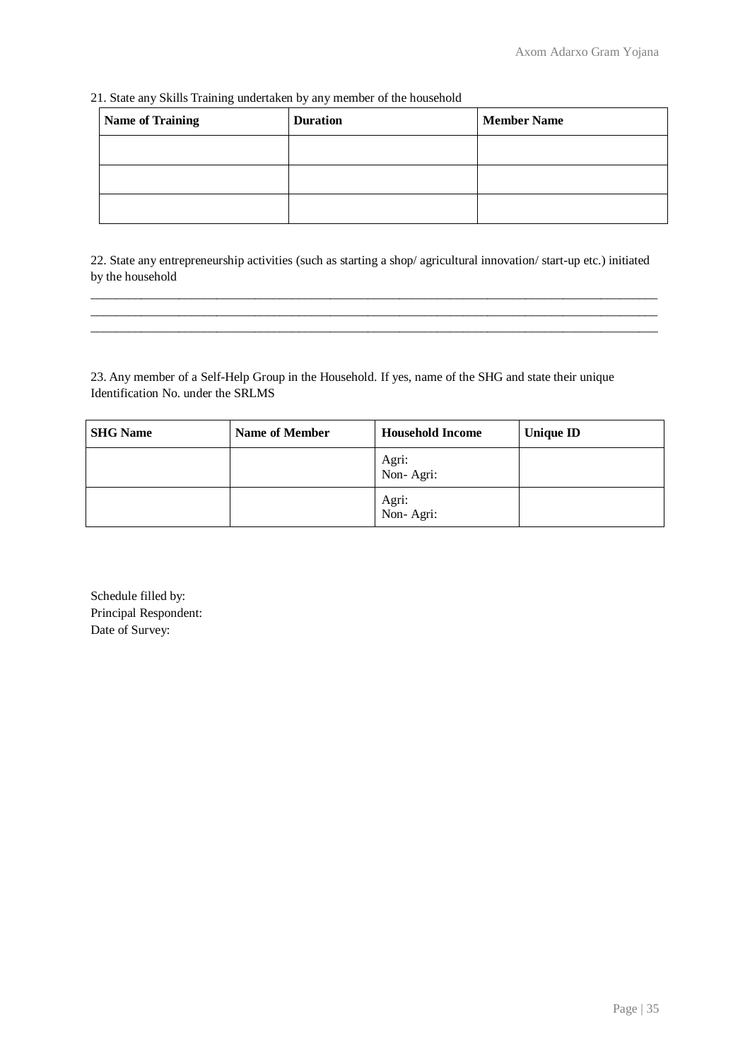21. State any Skills Training undertaken by any member of the household

| Name of Training | Duration | Member Name |
|---|---|---|
| | | |
| | | |
| | | |

22. State any entrepreneurship activities (such as starting a shop/ agricultural innovation/ start-up etc.) initiated by the household

_______________________________________________________________________________________
_______________________________________________________________________________________
_______________________________________________________________________________________

23. Any member of a Self-Help Group in the Household. If yes, name of the SHG and state their unique Identification No. under the SRLMS

| SHG Name | Name of Member | Household Income | Unique ID |
|---|---|---|---|
| | | Agri:<br>Non- Agri: | |
| | | Agri:<br>Non- Agri: | |

Schedule filled by:
Principal Respondent:
Date of Survey: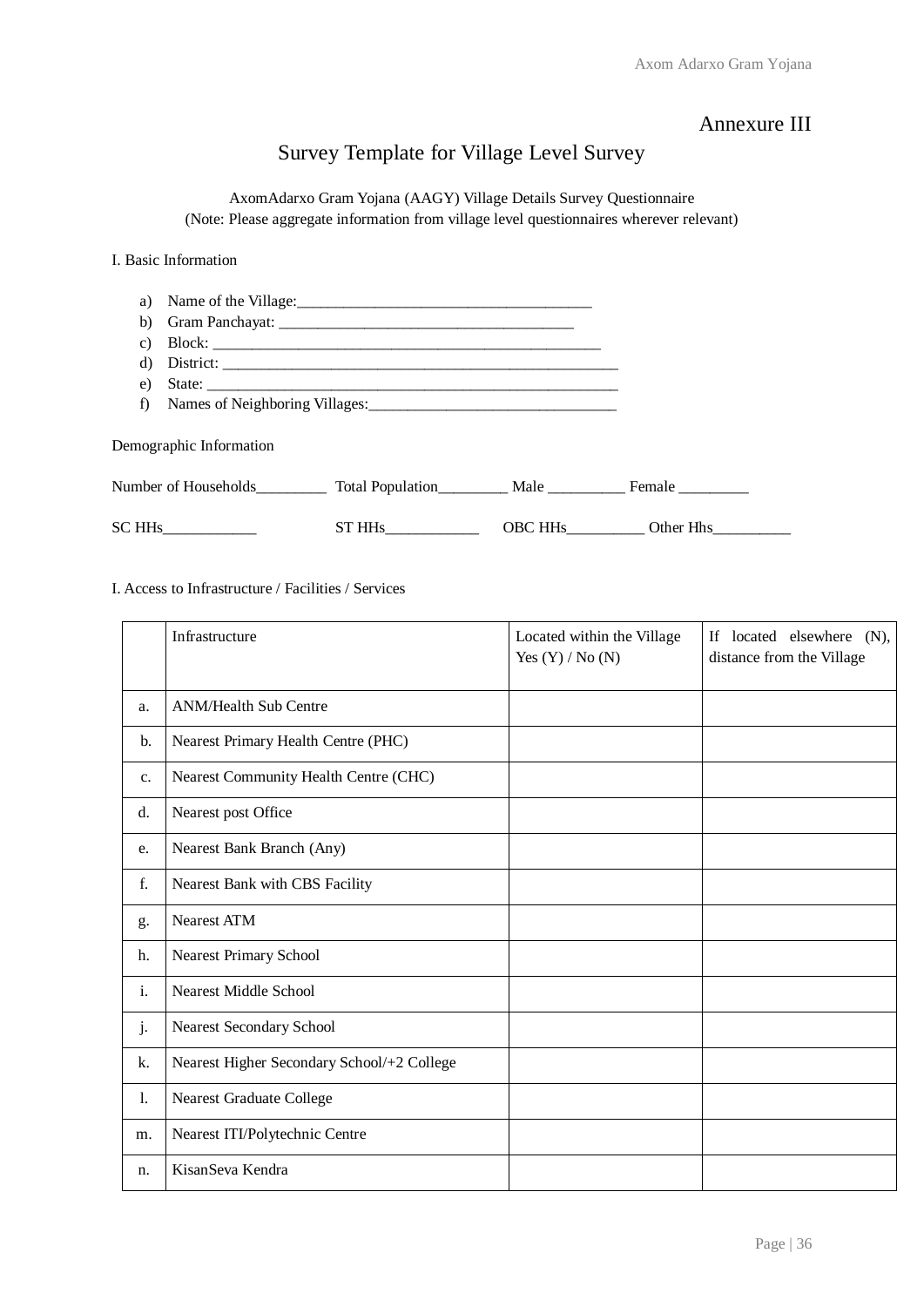Annexure III

# Survey Template for Village Level Survey

AxomAdarxo Gram Yojana (AAGY) Village Details Survey Questionnaire
(Note: Please aggregate information from village level questionnaires wherever relevant)

I. Basic Information

a) Name of the Village:______________________________________
b) Gram Panchayat: ______________________________________
c) Block: __________________________________________________
d) District: _________________________________________________
e) State: ___________________________________________________
f) Names of Neighboring Villages:________________________________

Demographic Information

Number of Households_________ Total Population_________ Male __________ Female _________

SC HHs____________ ST HHs____________ OBC HHs__________ Other Hhs__________

I. Access to Infrastructure / Facilities / Services

| | Infrastructure | Located within the Village Yes (Y) / No (N) | If located elsewhere (N), distance from the Village |
|---|---|---|---|
| a. | ANM/Health Sub Centre | | |
| b. | Nearest Primary Health Centre (PHC) | | |
| c. | Nearest Community Health Centre (CHC) | | |
| d. | Nearest post Office | | |
| e. | Nearest Bank Branch (Any) | | |
| f. | Nearest Bank with CBS Facility | | |
| g. | Nearest ATM | | |
| h. | Nearest Primary School | | |
| i. | Nearest Middle School | | |
| j. | Nearest Secondary School | | |
| k. | Nearest Higher Secondary School/+2 College | | |
| l. | Nearest Graduate College | | |
| m. | Nearest ITI/Polytechnic Centre | | |
| n. | KisanSeva Kendra | | |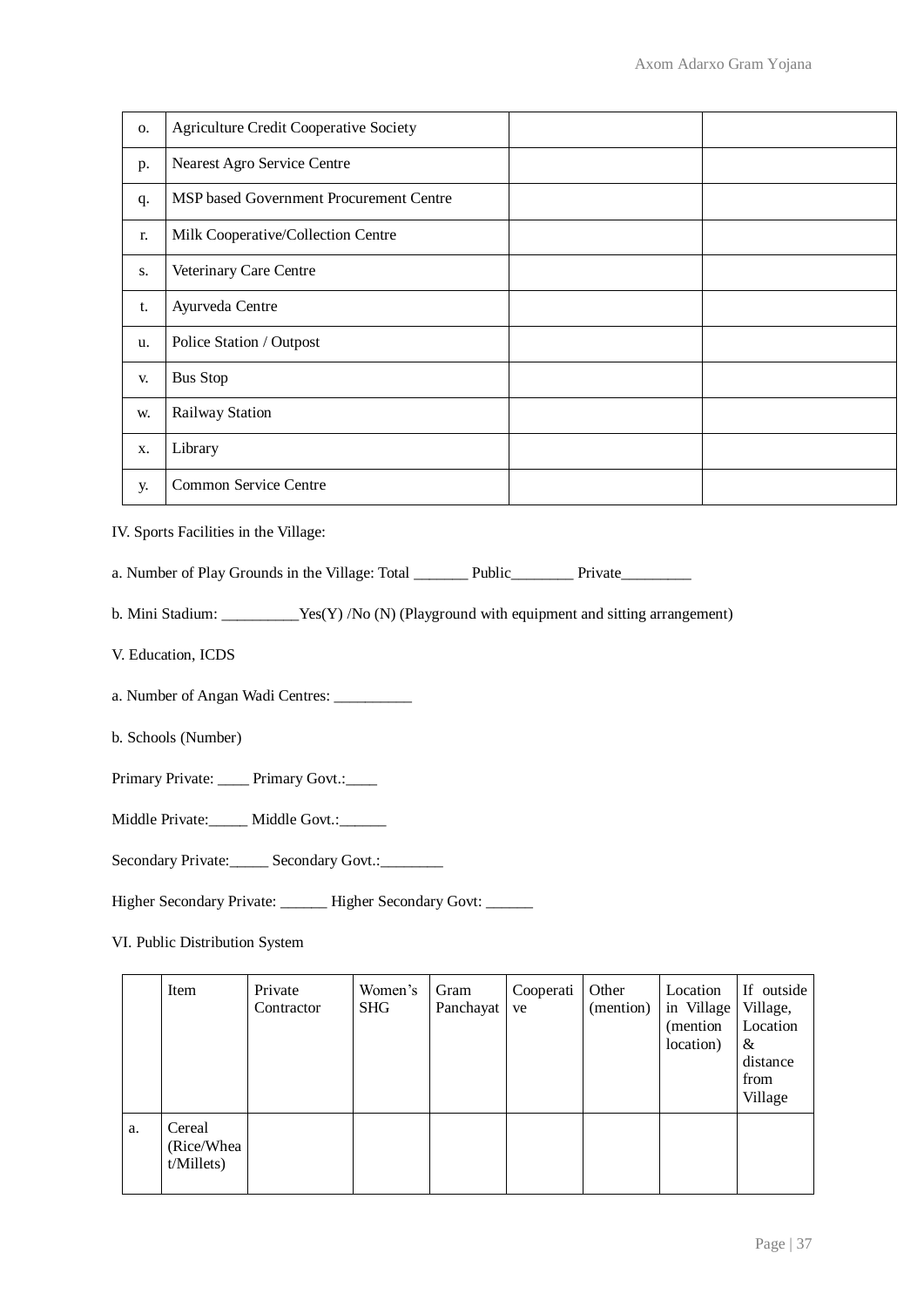| o. | Agriculture Credit Cooperative Society | | |
|---|---|---|---|
| p. | Nearest Agro Service Centre | | |
| q. | MSP based Government Procurement Centre | | |
| r. | Milk Cooperative/Collection Centre | | |
| s. | Veterinary Care Centre | | |
| t. | Ayurveda Centre | | |
| u. | Police Station / Outpost | | |
| v. | Bus Stop | | |
| w. | Railway Station | | |
| x. | Library | | |
| y. | Common Service Centre | | |

IV. Sports Facilities in the Village:

a. Number of Play Grounds in the Village: Total _______ Public________ Private_________

b. Mini Stadium: __________Yes(Y) /No (N) (Playground with equipment and sitting arrangement)

V. Education, ICDS

a. Number of Angan Wadi Centres: __________

b. Schools (Number)

Primary Private: ____ Primary Govt.:____

Middle Private:_____ Middle Govt.:______

Secondary Private:_____ Secondary Govt.:________

Higher Secondary Private: ______ Higher Secondary Govt: ______

VI. Public Distribution System

| | Item | Private Contractor | Women's SHG | Gram Panchayat | Cooperative | Other (mention) | Location in Village (mention location) | If outside Village, Location & distance from Village |
|---|---|---|---|---|---|---|---|---|
| a. | Cereal (Rice/Wheat/Millets) | | | | | | | |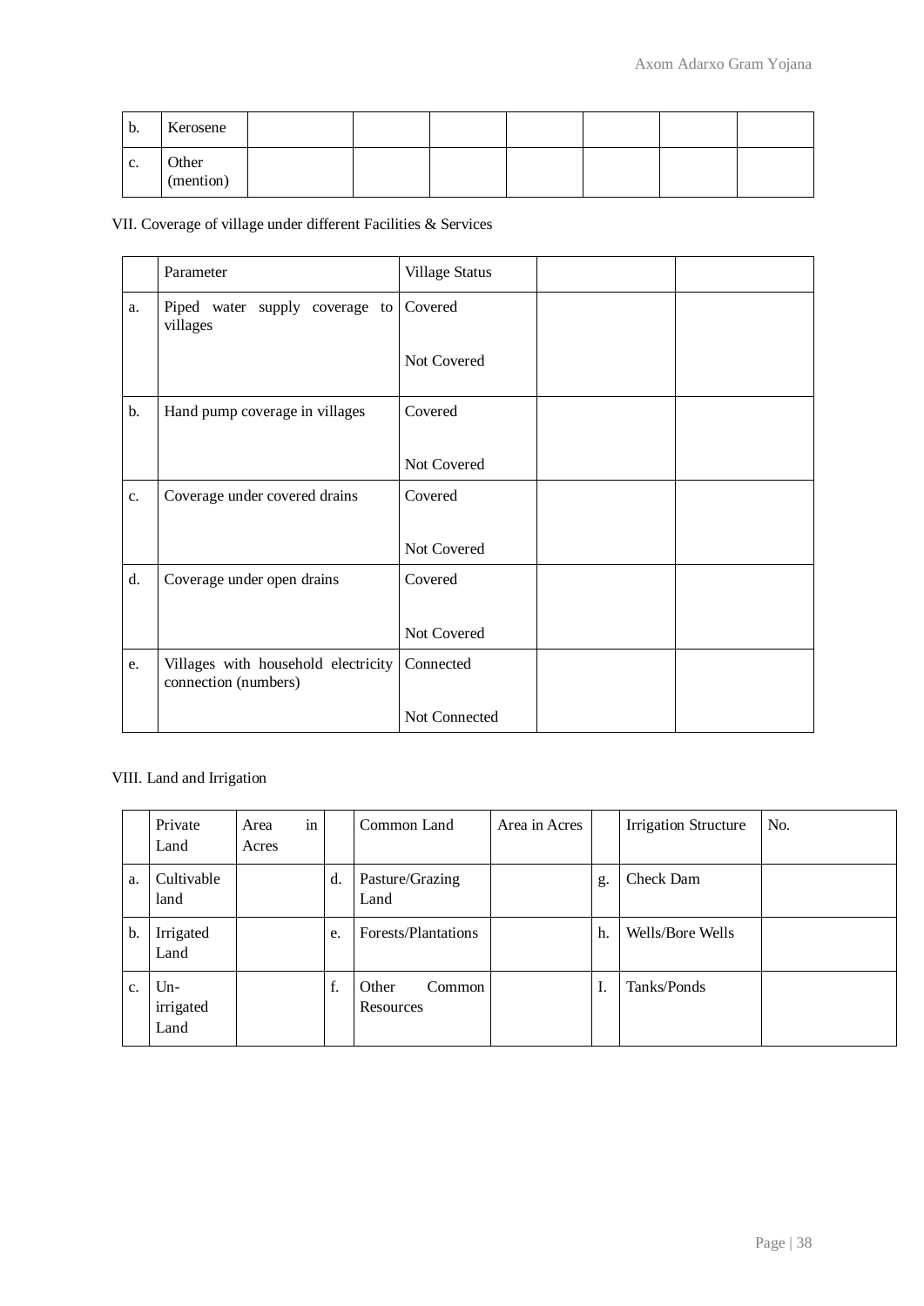| b. | Kerosene | | | | | | | |
|---|---|---|---|---|---|---|---|---|
| c. | Other (mention) | | | | | | | |

VII. Coverage of village under different Facilities & Services

| | Parameter | Village Status | | |
|---|---|---|---|---|
| a. | Piped water supply coverage to villages | Covered<br><br>Not Covered | | |
| b. | Hand pump coverage in villages | Covered<br><br>Not Covered | | |
| c. | Coverage under covered drains | Covered<br><br>Not Covered | | |
| d. | Coverage under open drains | Covered<br><br>Not Covered | | |
| e. | Villages with household electricity connection (numbers) | Connected<br><br>Not Connected | | |

VIII. Land and Irrigation

| | Private Land | Area in Acres | | Common Land | Area in Acres | | Irrigation Structure | No. |
|---|---|---|---|---|---|---|---|---|
| a. | Cultivable land | | d. | Pasture/Grazing Land | | g. | Check Dam | |
| b. | Irrigated Land | | e. | Forests/Plantations | | h. | Wells/Bore Wells | |
| c. | Un-irrigated Land | | f. | Other Common Resources | | I. | Tanks/Ponds | |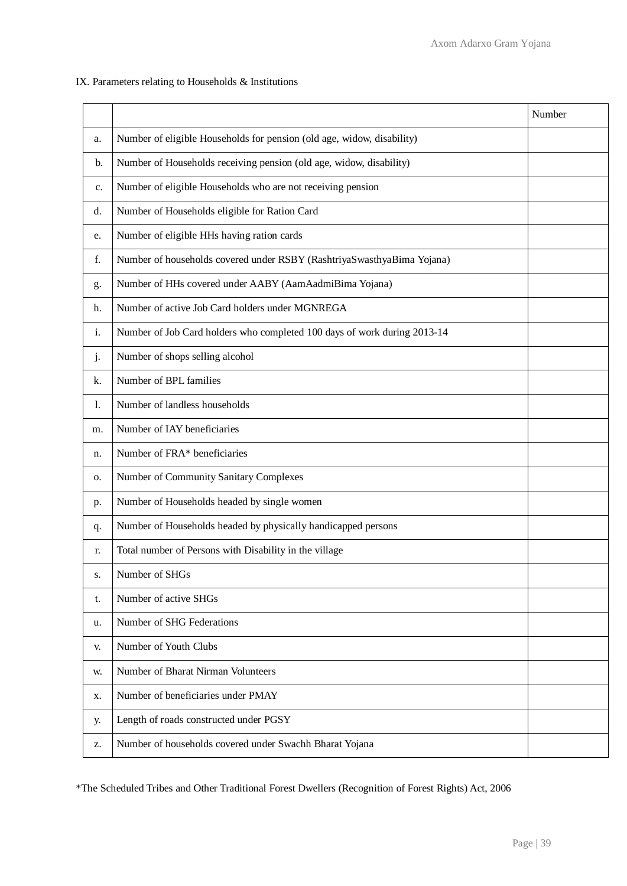IX. Parameters relating to Households & Institutions

| | | Number |
|---|---|---|
| a. | Number of eligible Households for pension (old age, widow, disability) | |
| b. | Number of Households receiving pension (old age, widow, disability) | |
| c. | Number of eligible Households who are not receiving pension | |
| d. | Number of Households eligible for Ration Card | |
| e. | Number of eligible HHs having ration cards | |
| f. | Number of households covered under RSBY (RashtriyaSwasthyaBima Yojana) | |
| g. | Number of HHs covered under AABY (AamAadmiBima Yojana) | |
| h. | Number of active Job Card holders under MGNREGA | |
| i. | Number of Job Card holders who completed 100 days of work during 2013-14 | |
| j. | Number of shops selling alcohol | |
| k. | Number of BPL families | |
| l. | Number of landless households | |
| m. | Number of IAY beneficiaries | |
| n. | Number of FRA* beneficiaries | |
| o. | Number of Community Sanitary Complexes | |
| p. | Number of Households headed by single women | |
| q. | Number of Households headed by physically handicapped persons | |
| r. | Total number of Persons with Disability in the village | |
| s. | Number of SHGs | |
| t. | Number of active SHGs | |
| u. | Number of SHG Federations | |
| v. | Number of Youth Clubs | |
| w. | Number of Bharat Nirman Volunteers | |
| x. | Number of beneficiaries under PMAY | |
| y. | Length of roads constructed under PGSY | |
| z. | Number of households covered under Swachh Bharat Yojana | |

*The Scheduled Tribes and Other Traditional Forest Dwellers (Recognition of Forest Rights) Act, 2006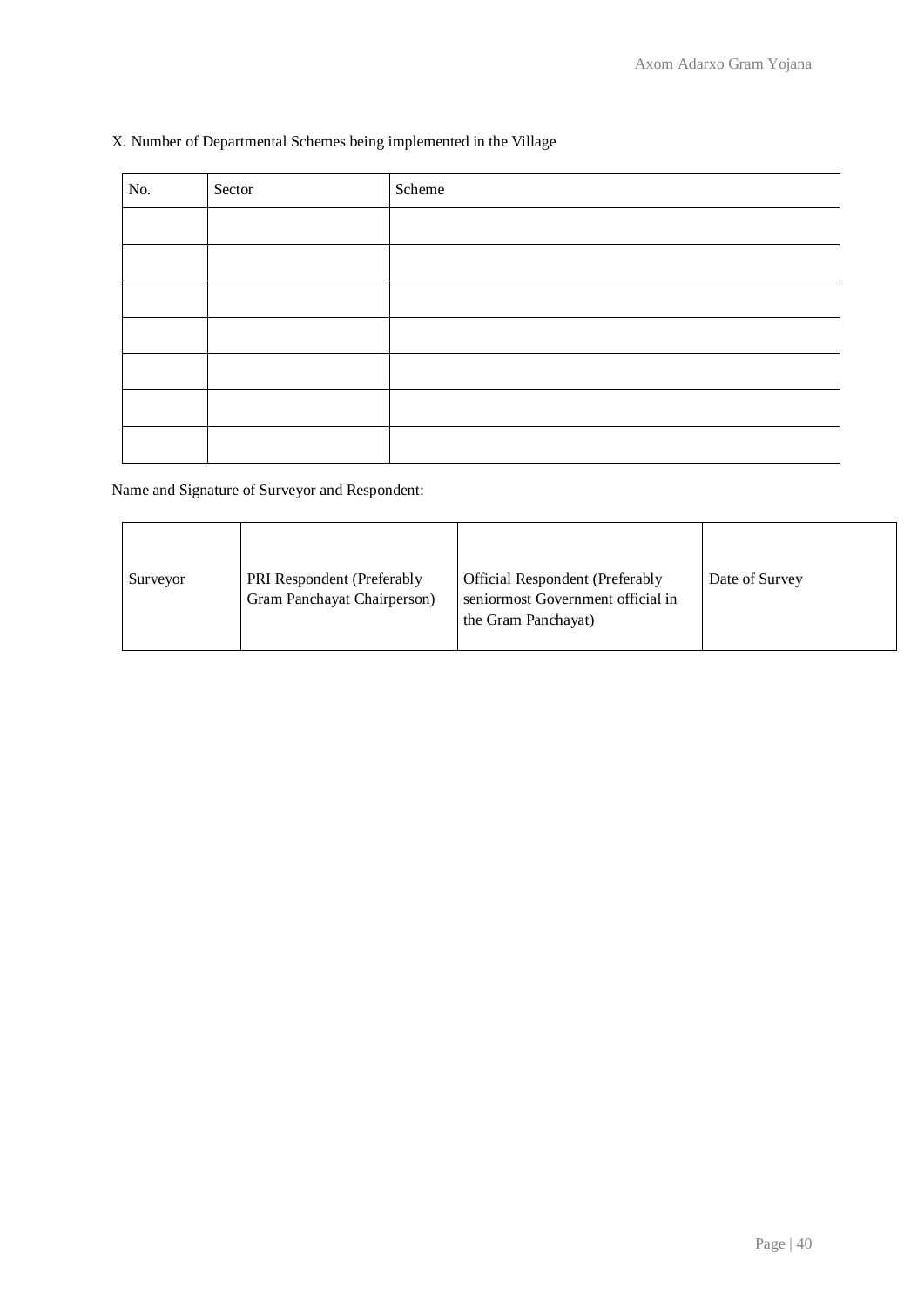X. Number of Departmental Schemes being implemented in the Village

| No. | Sector | Scheme |
|---|---|---|
| | | |
| | | |
| | | |
| | | |
| | | |
| | | |
| | | |

Name and Signature of Surveyor and Respondent:

| Surveyor | PRI Respondent (Preferably Gram Panchayat Chairperson) | Official Respondent (Preferably seniormost Government official in the Gram Panchayat) | Date of Survey |
|---|---|---|---|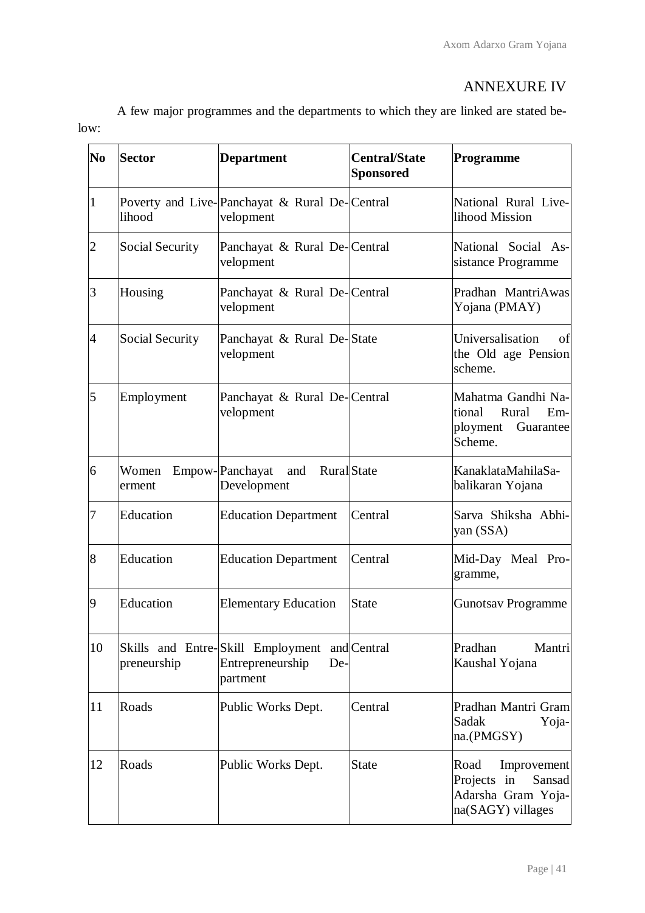# ANNEXURE IV

A few major programmes and the departments to which they are linked are stated below:

| No | Sector | Department | Central/State Sponsored | Programme |
|---|---|---|---|---|
| 1 | Poverty and Livelihood | Panchayat & Rural Development | Central | National Rural Livelihood Mission |
| 2 | Social Security | Panchayat & Rural Development | Central | National Social Assistance Programme |
| 3 | Housing | Panchayat & Rural Development | Central | Pradhan MantriAwas Yojana (PMAY) |
| 4 | Social Security | Panchayat & Rural Development | State | Universalisation of the Old age Pension scheme. |
| 5 | Employment | Panchayat & Rural Development | Central | Mahatma Gandhi National Rural Employment Guarantee Scheme. |
| 6 | Women Empowerment | Panchayat and Rural Development | State | KanaklataMahilaSabalikaran Yojana |
| 7 | Education | Education Department | Central | Sarva Shiksha Abhiyan (SSA) |
| 8 | Education | Education Department | Central | Mid-Day Meal Programme, |
| 9 | Education | Elementary Education | State | Gunotsav Programme |
| 10 | Skills and Entrepreneurship | Skill Employment and Entrepreneurship Department | Central | Pradhan Mantri Kaushal Yojana |
| 11 | Roads | Public Works Dept. | Central | Pradhan Mantri Gram Sadak Yojana.(PMGSY) |
| 12 | Roads | Public Works Dept. | State | Road Improvement Projects in Sansad Adarsha Gram Yojana(SAGY) villages |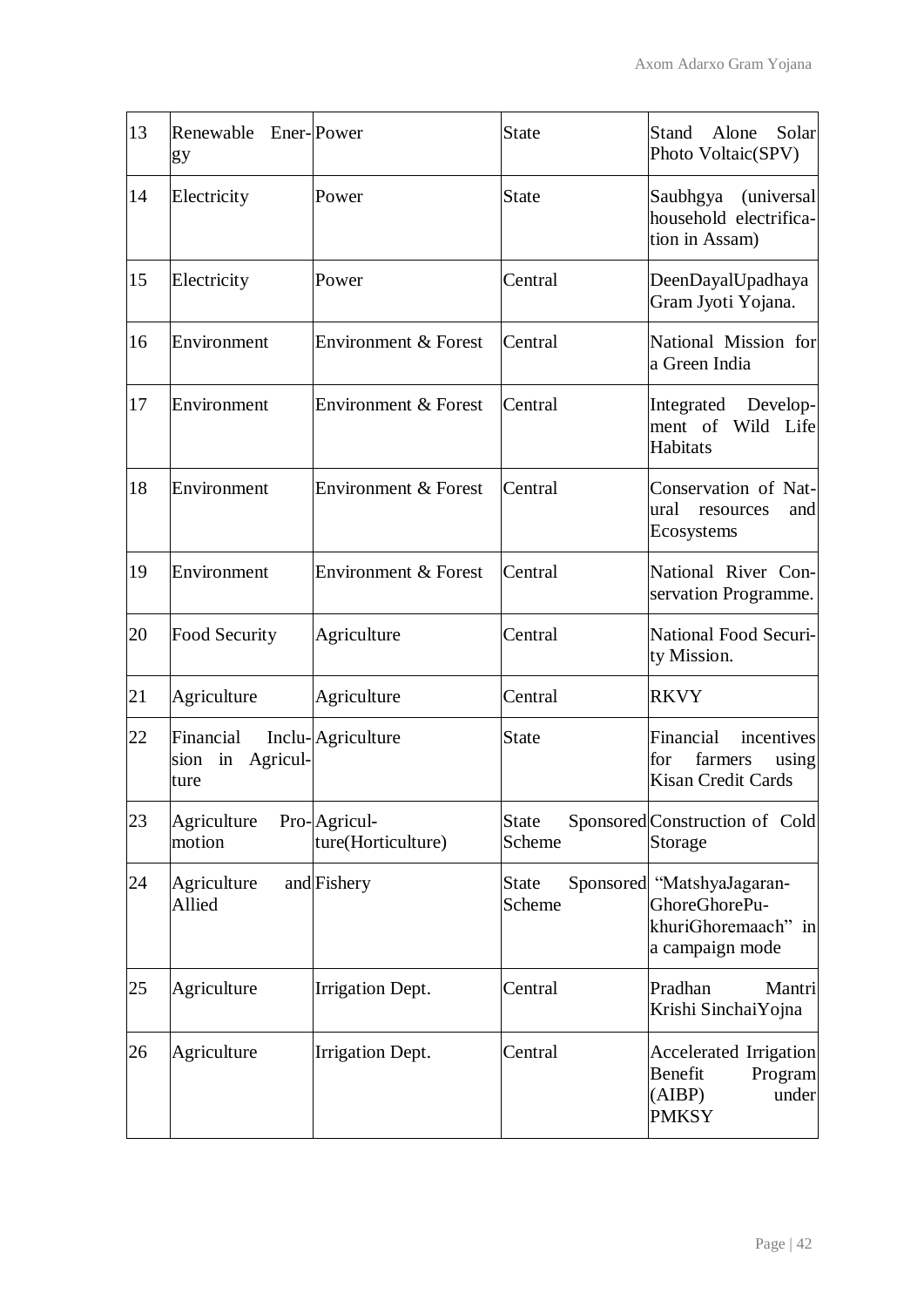| 13 | Renewable Energy | Power | State | Stand Alone Solar Photo Voltaic(SPV) |
|---|---|---|---|---|
| 14 | Electricity | Power | State | Saubhgya (universal household electrification in Assam) |
| 15 | Electricity | Power | Central | DeenDayalUpadhaya Gram Jyoti Yojana. |
| 16 | Environment | Environment & Forest | Central | National Mission for a Green India |
| 17 | Environment | Environment & Forest | Central | Integrated Development of Wild Life Habitats |
| 18 | Environment | Environment & Forest | Central | Conservation of Natural resources and Ecosystems |
| 19 | Environment | Environment & Forest | Central | National River Conservation Programme. |
| 20 | Food Security | Agriculture | Central | National Food Security Mission. |
| 21 | Agriculture | Agriculture | Central | RKVY |
| 22 | Financial Inclusion in Agriculture | Agriculture | State | Financial incentives for farmers using Kisan Credit Cards |
| 23 | Agriculture Promotion | Agriculture(Horticulture) | State Sponsored Scheme | Construction of Cold Storage |
| 24 | Agriculture and Allied | Fishery | State Sponsored Scheme | "MatshyaJagaran-GhoreGhorePukhuriGhoremaach" in a campaign mode |
| 25 | Agriculture | Irrigation Dept. | Central | Pradhan Mantri Krishi SinchaiYojna |
| 26 | Agriculture | Irrigation Dept. | Central | Accelerated Irrigation Benefit Program (AIBP) under PMKSY |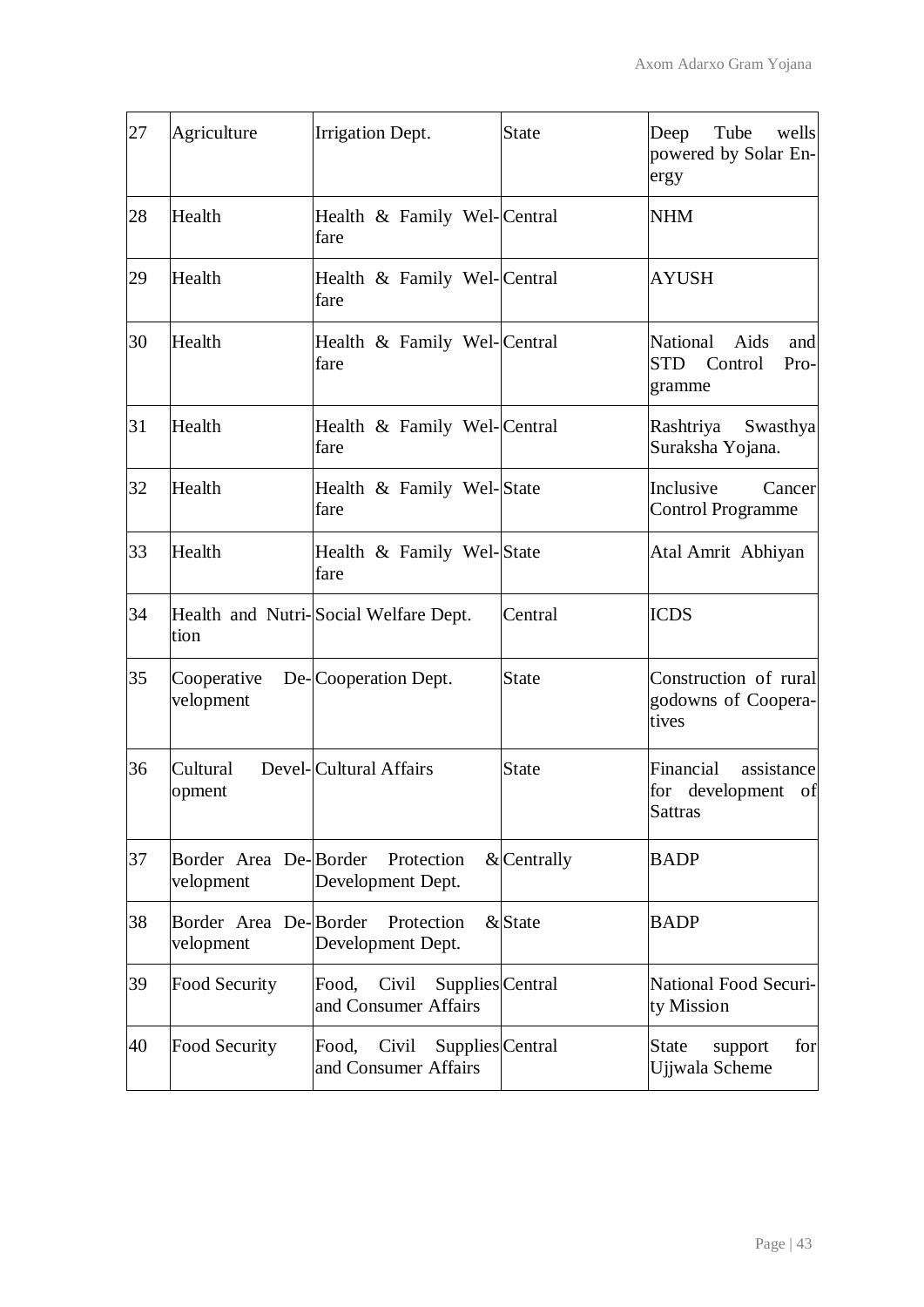| 27 | Agriculture | Irrigation Dept. | State | Deep Tube wells powered by Solar Energy |
|---|---|---|---|---|
| 28 | Health | Health & Family Welfare | Central | NHM |
| 29 | Health | Health & Family Welfare | Central | AYUSH |
| 30 | Health | Health & Family Welfare | Central | National Aids and STD Control Programme |
| 31 | Health | Health & Family Welfare | Central | Rashtriya Swasthya Suraksha Yojana. |
| 32 | Health | Health & Family Welfare | State | Inclusive Cancer Control Programme |
| 33 | Health | Health & Family Welfare | State | Atal Amrit Abhiyan |
| 34 | Health and Nutrition | Social Welfare Dept. | Central | ICDS |
| 35 | Cooperative Development | Cooperation Dept. | State | Construction of rural godowns of Cooperatives |
| 36 | Cultural Development | Cultural Affairs | State | Financial assistance for development of Sattras |
| 37 | Border Area Development | Border Protection & Development Dept. | Centrally | BADP |
| 38 | Border Area Development | Border Protection & Development Dept. | State | BADP |
| 39 | Food Security | Food, Civil Supplies and Consumer Affairs | Central | National Food Security Mission |
| 40 | Food Security | Food, Civil Supplies and Consumer Affairs | Central | State support for Ujjwala Scheme |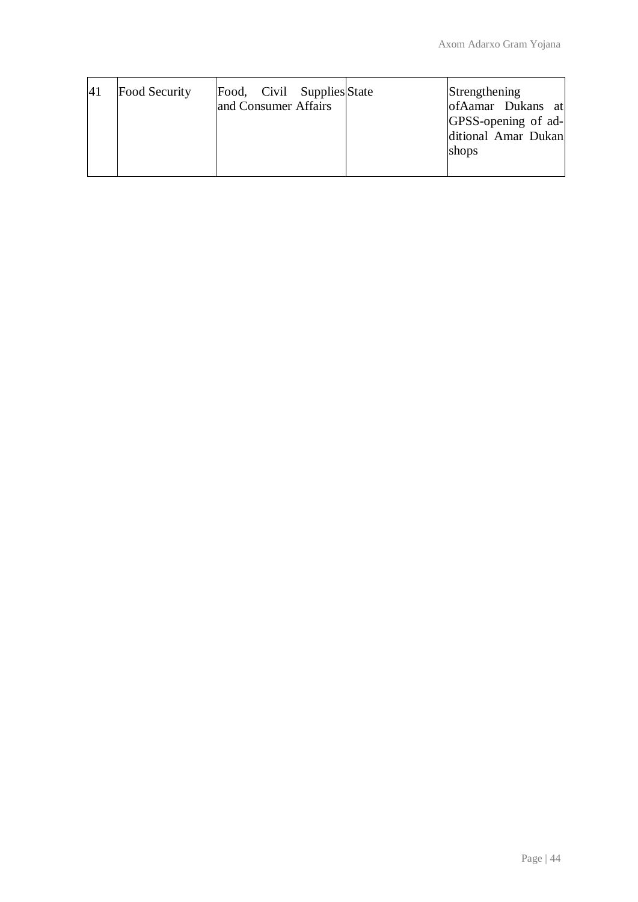| | | | | |
|---|---|---|---|---|
| 41 | Food Security | Food, Civil Supplies and Consumer Affairs | State | Strengthening ofAamar Dukans at GPSS-opening of additional Amar Dukan shops |